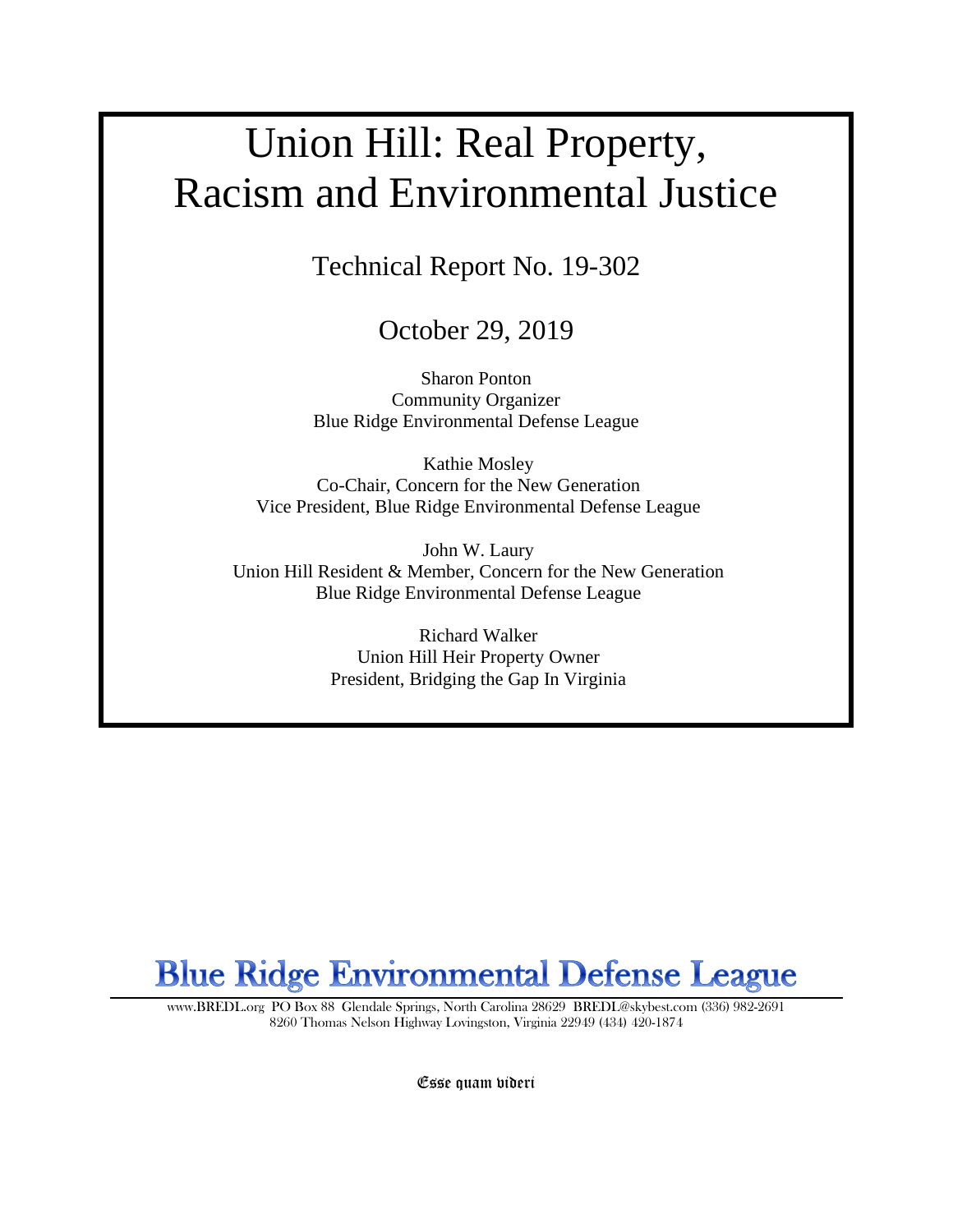# Union Hill: Real Property, Racism and Environmental Justice

Technical Report No. 19-302

October 29, 2019

Sharon Ponton
Community Organizer
Blue Ridge Environmental Defense League

Kathie Mosley
Co-Chair, Concern for the New Generation
Vice President, Blue Ridge Environmental Defense League

John W. Laury
Union Hill Resident & Member, Concern for the New Generation
Blue Ridge Environmental Defense League

Richard Walker
Union Hill Heir Property Owner
President, Bridging the Gap In Virginia

**Blue Ridge Environmental Defense League**

www.BREDL.org PO Box 88 Glendale Springs, North Carolina 28629 BREDL@skybest.com (336) 982-2691
8260 Thomas Nelson Highway Lovingston, Virginia 22949 (434) 420-1874

*Esse quam videri*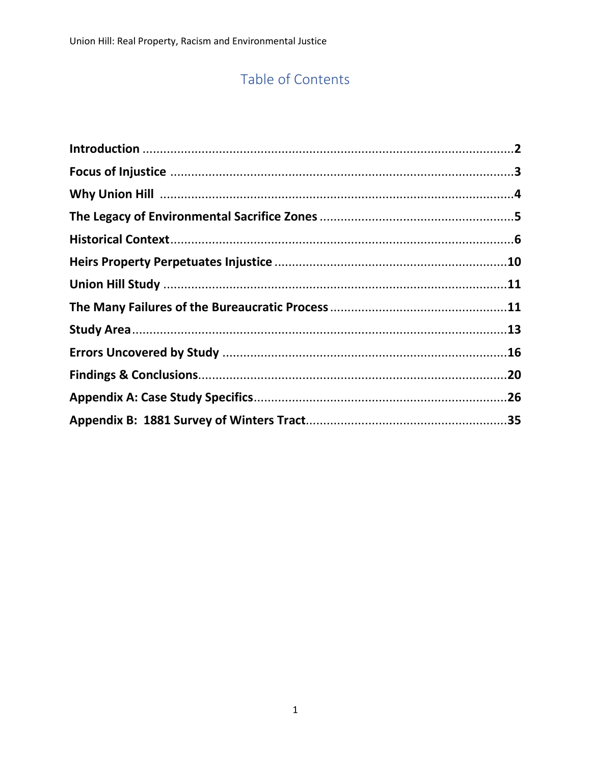# Table of Contents

| | |
|---|---|
| **Introduction** | **2** |
| **Focus of Injustice** | **3** |
| **Why Union Hill** | **4** |
| **The Legacy of Environmental Sacrifice Zones** | **5** |
| **Historical Context** | **6** |
| **Heirs Property Perpetuates Injustice** | **10** |
| **Union Hill Study** | **11** |
| **The Many Failures of the Bureaucratic Process** | **11** |
| **Study Area** | **13** |
| **Errors Uncovered by Study** | **16** |
| **Findings & Conclusions** | **20** |
| **Appendix A: Case Study Specifics** | **26** |
| **Appendix B: 1881 Survey of Winters Tract** | **35** |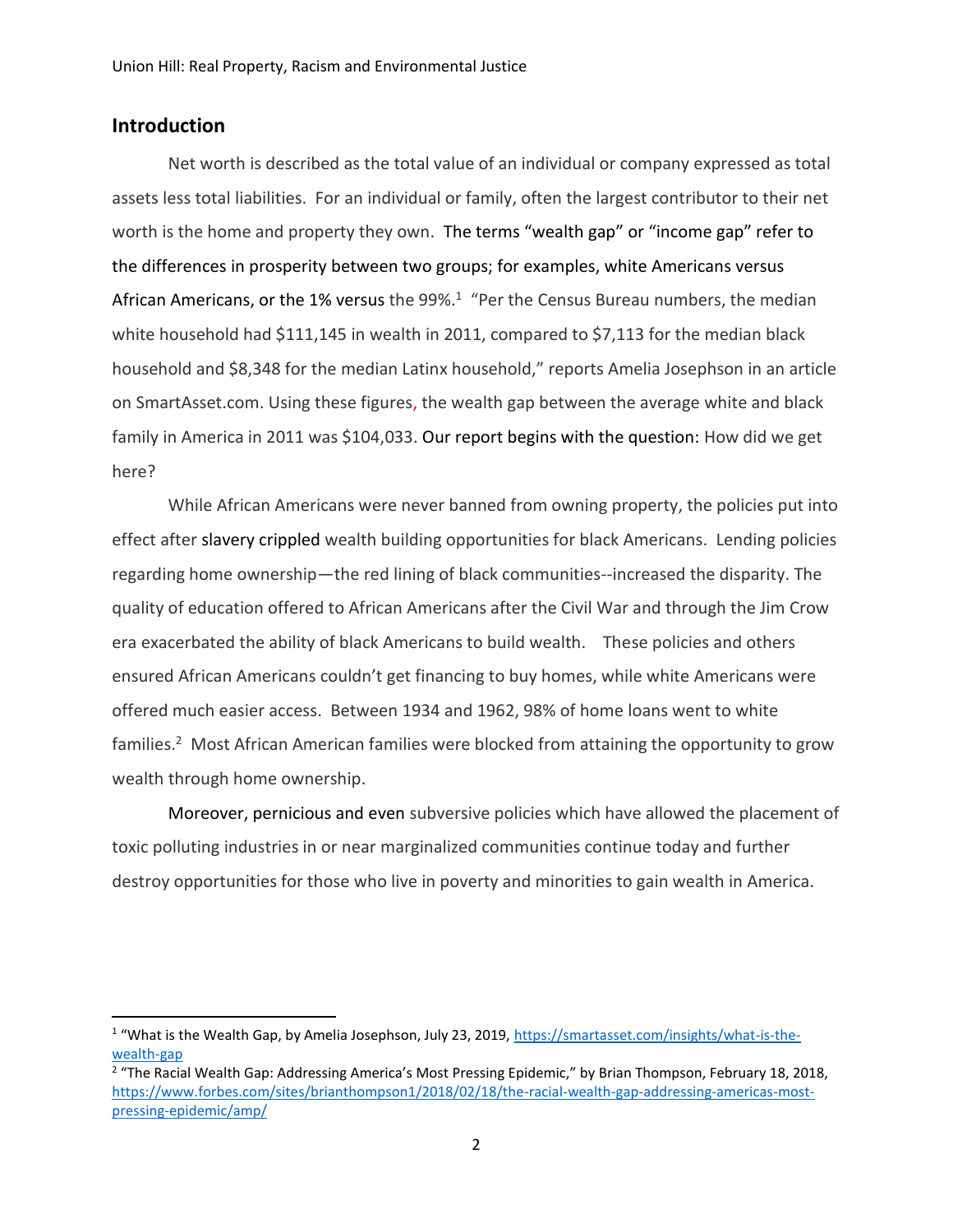## Introduction

Net worth is described as the total value of an individual or company expressed as total assets less total liabilities. For an individual or family, often the largest contributor to their net worth is the home and property they own. The terms "wealth gap" or "income gap" refer to the differences in prosperity between two groups; for examples, white Americans versus African Americans, or the 1% versus the 99%.[1] "Per the Census Bureau numbers, the median white household had $111,145 in wealth in 2011, compared to $7,113 for the median black household and $8,348 for the median Latinx household," reports Amelia Josephson in an article on SmartAsset.com. Using these figures, the wealth gap between the average white and black family in America in 2011 was $104,033. Our report begins with the question: How did we get here?

While African Americans were never banned from owning property, the policies put into effect after slavery crippled wealth building opportunities for black Americans. Lending policies regarding home ownership—the red lining of black communities--increased the disparity. The quality of education offered to African Americans after the Civil War and through the Jim Crow era exacerbated the ability of black Americans to build wealth. These policies and others ensured African Americans couldn't get financing to buy homes, while white Americans were offered much easier access. Between 1934 and 1962, 98% of home loans went to white families.[2] Most African American families were blocked from attaining the opportunity to grow wealth through home ownership.

Moreover, pernicious and even subversive policies which have allowed the placement of toxic polluting industries in or near marginalized communities continue today and further destroy opportunities for those who live in poverty and minorities to gain wealth in America.

---

[1] "What is the Wealth Gap, by Amelia Josephson, July 23, 2019, https://smartasset.com/insights/what-is-the-wealth-gap

[2] "The Racial Wealth Gap: Addressing America's Most Pressing Epidemic," by Brian Thompson, February 18, 2018, https://www.forbes.com/sites/brianthompson1/2018/02/18/the-racial-wealth-gap-addressing-americas-most-pressing-epidemic/amp/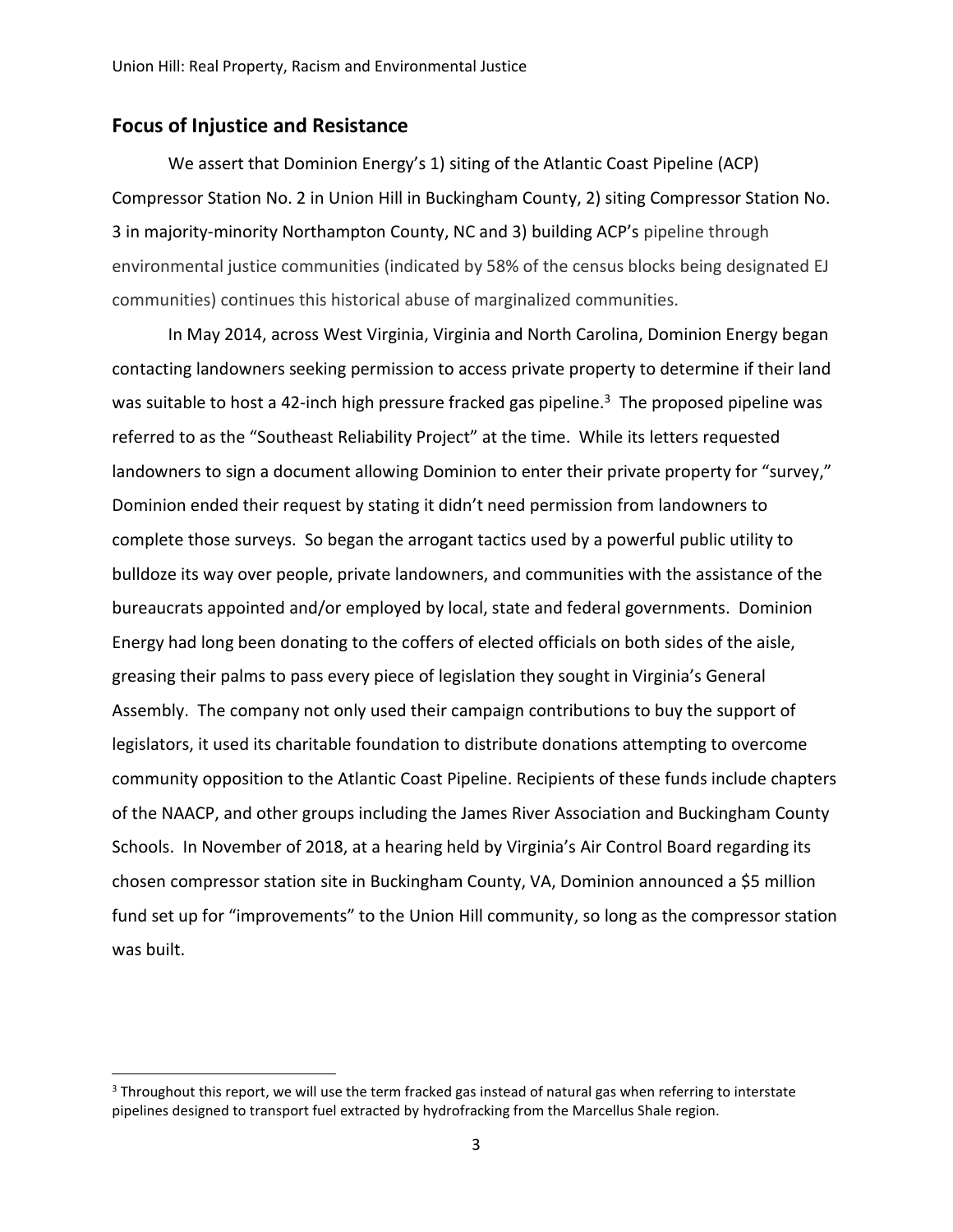## Focus of Injustice and Resistance

We assert that Dominion Energy's 1) siting of the Atlantic Coast Pipeline (ACP) Compressor Station No. 2 in Union Hill in Buckingham County, 2) siting Compressor Station No. 3 in majority-minority Northampton County, NC and 3) building ACP's pipeline through environmental justice communities (indicated by 58% of the census blocks being designated EJ communities) continues this historical abuse of marginalized communities.

In May 2014, across West Virginia, Virginia and North Carolina, Dominion Energy began contacting landowners seeking permission to access private property to determine if their land was suitable to host a 42-inch high pressure fracked gas pipeline.[3] The proposed pipeline was referred to as the "Southeast Reliability Project" at the time. While its letters requested landowners to sign a document allowing Dominion to enter their private property for "survey," Dominion ended their request by stating it didn't need permission from landowners to complete those surveys. So began the arrogant tactics used by a powerful public utility to bulldoze its way over people, private landowners, and communities with the assistance of the bureaucrats appointed and/or employed by local, state and federal governments. Dominion Energy had long been donating to the coffers of elected officials on both sides of the aisle, greasing their palms to pass every piece of legislation they sought in Virginia's General Assembly. The company not only used their campaign contributions to buy the support of legislators, it used its charitable foundation to distribute donations attempting to overcome community opposition to the Atlantic Coast Pipeline. Recipients of these funds include chapters of the NAACP, and other groups including the James River Association and Buckingham County Schools. In November of 2018, at a hearing held by Virginia's Air Control Board regarding its chosen compressor station site in Buckingham County, VA, Dominion announced a $5 million fund set up for "improvements" to the Union Hill community, so long as the compressor station was built.

[3] Throughout this report, we will use the term fracked gas instead of natural gas when referring to interstate pipelines designed to transport fuel extracted by hydrofracking from the Marcellus Shale region.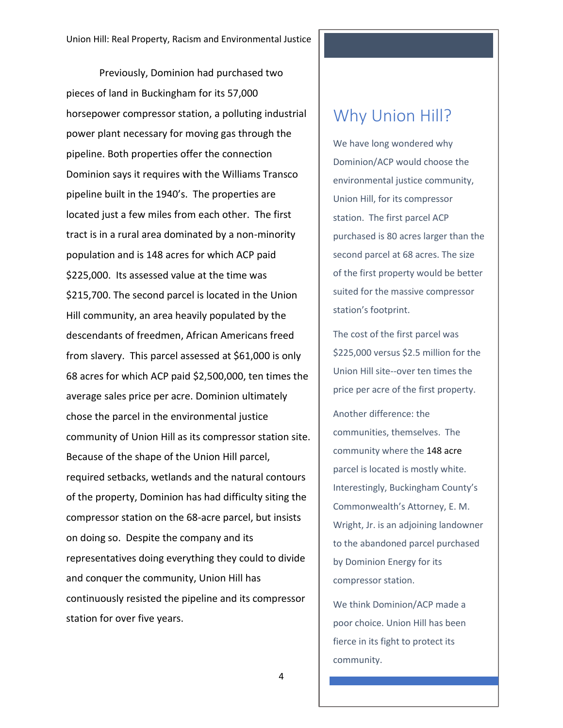Previously, Dominion had purchased two pieces of land in Buckingham for its 57,000 horsepower compressor station, a polluting industrial power plant necessary for moving gas through the pipeline. Both properties offer the connection Dominion says it requires with the Williams Transco pipeline built in the 1940's. The properties are located just a few miles from each other. The first tract is in a rural area dominated by a non-minority population and is 148 acres for which ACP paid $225,000. Its assessed value at the time was $215,700. The second parcel is located in the Union Hill community, an area heavily populated by the descendants of freedmen, African Americans freed from slavery. This parcel assessed at $61,000 is only 68 acres for which ACP paid $2,500,000, ten times the average sales price per acre. Dominion ultimately chose the parcel in the environmental justice community of Union Hill as its compressor station site. Because of the shape of the Union Hill parcel, required setbacks, wetlands and the natural contours of the property, Dominion has had difficulty siting the compressor station on the 68-acre parcel, but insists on doing so. Despite the company and its representatives doing everything they could to divide and conquer the community, Union Hill has continuously resisted the pipeline and its compressor station for over five years.

## Why Union Hill?

We have long wondered why Dominion/ACP would choose the environmental justice community, Union Hill, for its compressor station. The first parcel ACP purchased is 80 acres larger than the second parcel at 68 acres. The size of the first property would be better suited for the massive compressor station's footprint.

The cost of the first parcel was $225,000 versus $2.5 million for the Union Hill site--over ten times the price per acre of the first property.

Another difference: the communities, themselves. The community where the 148 acre parcel is located is mostly white. Interestingly, Buckingham County's Commonwealth's Attorney, E. M. Wright, Jr. is an adjoining landowner to the abandoned parcel purchased by Dominion Energy for its compressor station.

We think Dominion/ACP made a poor choice. Union Hill has been fierce in its fight to protect its community.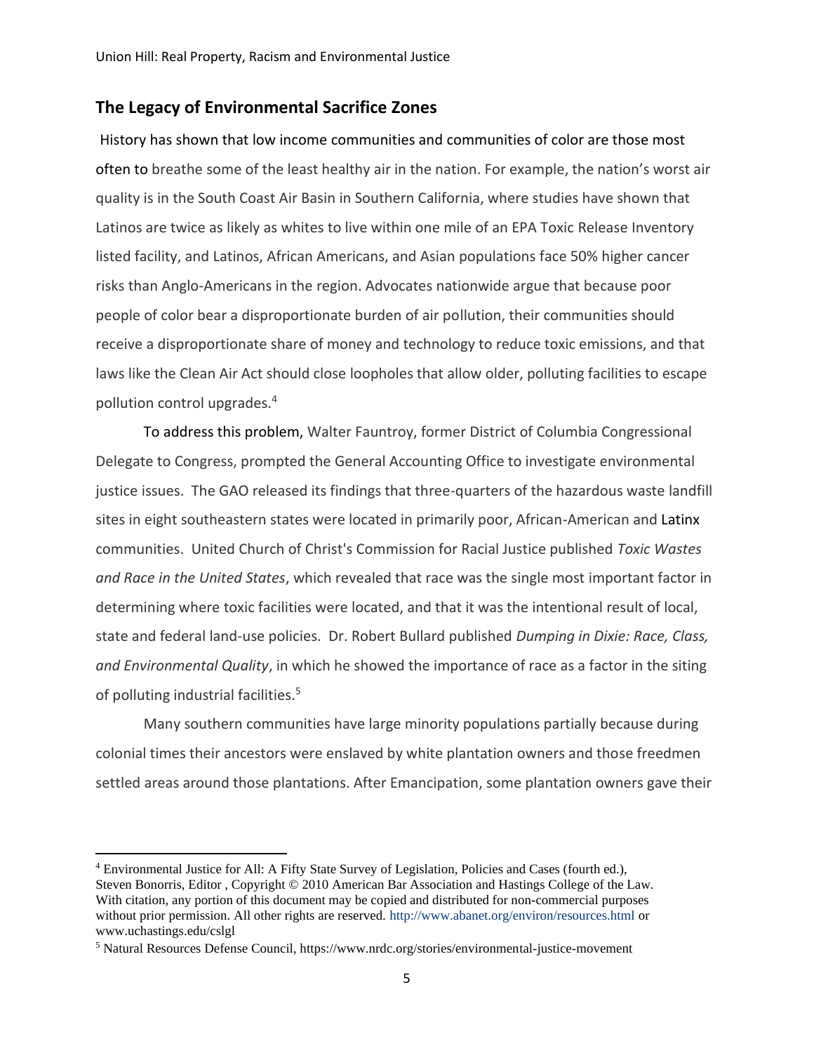## The Legacy of Environmental Sacrifice Zones

History has shown that low income communities and communities of color are those most often to breathe some of the least healthy air in the nation. For example, the nation's worst air quality is in the South Coast Air Basin in Southern California, where studies have shown that Latinos are twice as likely as whites to live within one mile of an EPA Toxic Release Inventory listed facility, and Latinos, African Americans, and Asian populations face 50% higher cancer risks than Anglo-Americans in the region. Advocates nationwide argue that because poor people of color bear a disproportionate burden of air pollution, their communities should receive a disproportionate share of money and technology to reduce toxic emissions, and that laws like the Clean Air Act should close loopholes that allow older, polluting facilities to escape pollution control upgrades.[4]

To address this problem, Walter Fauntroy, former District of Columbia Congressional Delegate to Congress, prompted the General Accounting Office to investigate environmental justice issues. The GAO released its findings that three-quarters of the hazardous waste landfill sites in eight southeastern states were located in primarily poor, African-American and Latinx communities. United Church of Christ's Commission for Racial Justice published *Toxic Wastes and Race in the United States*, which revealed that race was the single most important factor in determining where toxic facilities were located, and that it was the intentional result of local, state and federal land-use policies. Dr. Robert Bullard published *Dumping in Dixie: Race, Class, and Environmental Quality*, in which he showed the importance of race as a factor in the siting of polluting industrial facilities.[5]

Many southern communities have large minority populations partially because during colonial times their ancestors were enslaved by white plantation owners and those freedmen settled areas around those plantations. After Emancipation, some plantation owners gave their

---

[4] Environmental Justice for All: A Fifty State Survey of Legislation, Policies and Cases (fourth ed.), Steven Bonorris, Editor , Copyright © 2010 American Bar Association and Hastings College of the Law. With citation, any portion of this document may be copied and distributed for non-commercial purposes without prior permission. All other rights are reserved. http://www.abanet.org/environ/resources.html or www.uchastings.edu/cslgl

[5] Natural Resources Defense Council, https://www.nrdc.org/stories/environmental-justice-movement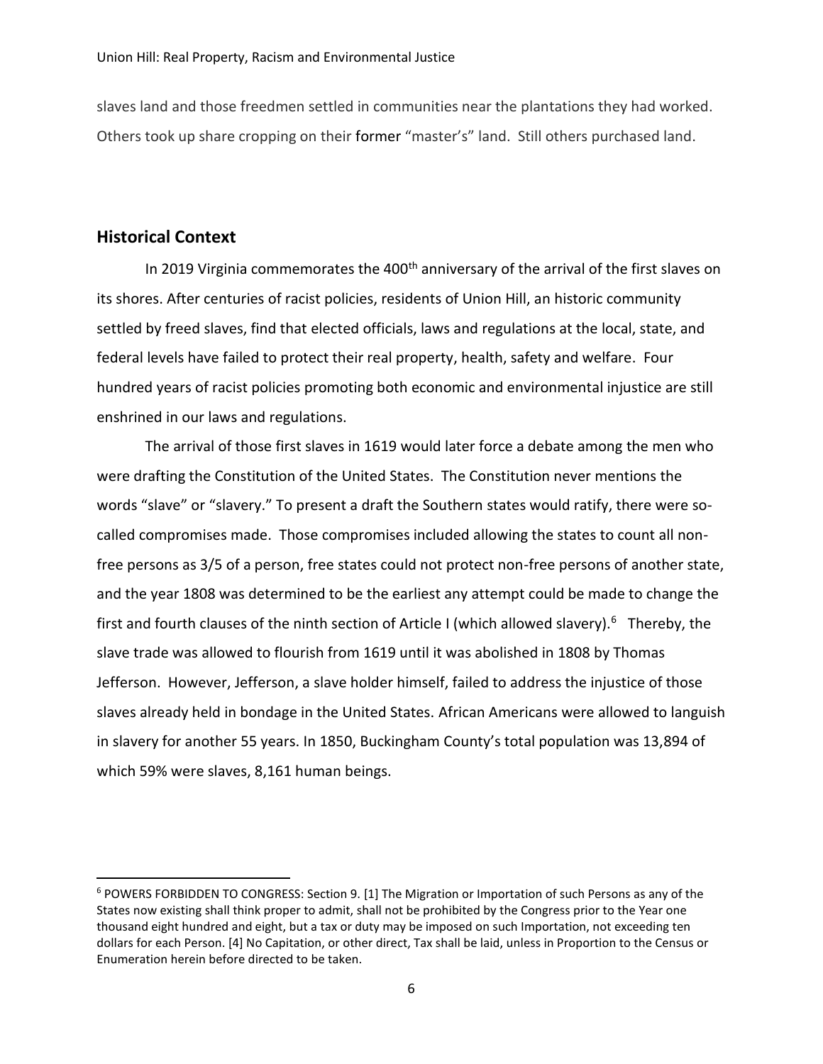slaves land and those freedmen settled in communities near the plantations they had worked. Others took up share cropping on their former "master's" land. Still others purchased land.

## Historical Context

In 2019 Virginia commemorates the 400th anniversary of the arrival of the first slaves on its shores. After centuries of racist policies, residents of Union Hill, an historic community settled by freed slaves, find that elected officials, laws and regulations at the local, state, and federal levels have failed to protect their real property, health, safety and welfare. Four hundred years of racist policies promoting both economic and environmental injustice are still enshrined in our laws and regulations.

The arrival of those first slaves in 1619 would later force a debate among the men who were drafting the Constitution of the United States. The Constitution never mentions the words "slave" or "slavery." To present a draft the Southern states would ratify, there were so-called compromises made. Those compromises included allowing the states to count all non-free persons as 3/5 of a person, free states could not protect non-free persons of another state, and the year 1808 was determined to be the earliest any attempt could be made to change the first and fourth clauses of the ninth section of Article I (which allowed slavery).[6] Thereby, the slave trade was allowed to flourish from 1619 until it was abolished in 1808 by Thomas Jefferson. However, Jefferson, a slave holder himself, failed to address the injustice of those slaves already held in bondage in the United States. African Americans were allowed to languish in slavery for another 55 years. In 1850, Buckingham County's total population was 13,894 of which 59% were slaves, 8,161 human beings.

---

[6] POWERS FORBIDDEN TO CONGRESS: Section 9. [1] The Migration or Importation of such Persons as any of the States now existing shall think proper to admit, shall not be prohibited by the Congress prior to the Year one thousand eight hundred and eight, but a tax or duty may be imposed on such Importation, not exceeding ten dollars for each Person. [4] No Capitation, or other direct, Tax shall be laid, unless in Proportion to the Census or Enumeration herein before directed to be taken.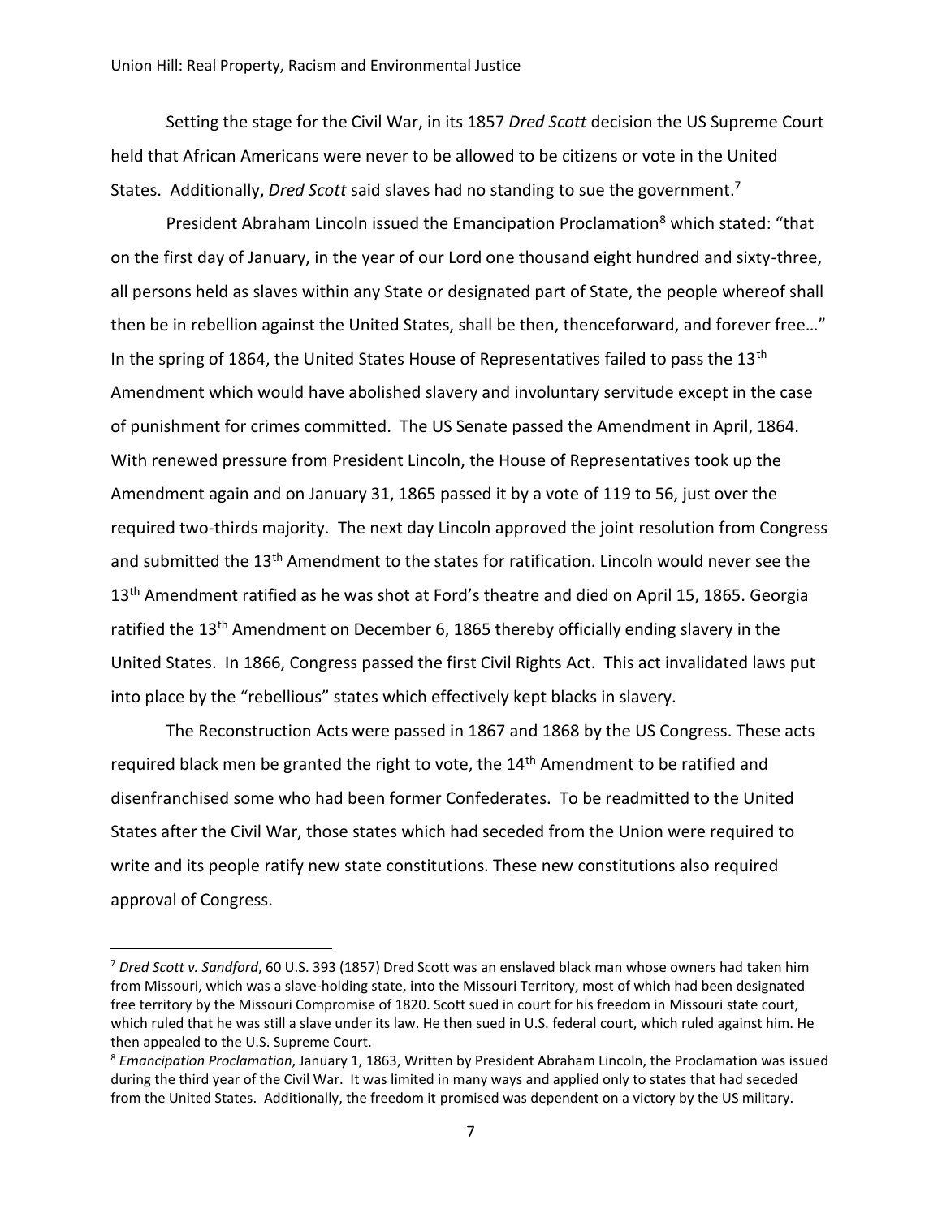Setting the stage for the Civil War, in its 1857 *Dred Scott* decision the US Supreme Court held that African Americans were never to be allowed to be citizens or vote in the United States. Additionally, *Dred Scott* said slaves had no standing to sue the government.[7]

President Abraham Lincoln issued the Emancipation Proclamation[8] which stated: "that on the first day of January, in the year of our Lord one thousand eight hundred and sixty-three, all persons held as slaves within any State or designated part of State, the people whereof shall then be in rebellion against the United States, shall be then, thenceforward, and forever free…" In the spring of 1864, the United States House of Representatives failed to pass the 13th Amendment which would have abolished slavery and involuntary servitude except in the case of punishment for crimes committed. The US Senate passed the Amendment in April, 1864. With renewed pressure from President Lincoln, the House of Representatives took up the Amendment again and on January 31, 1865 passed it by a vote of 119 to 56, just over the required two-thirds majority. The next day Lincoln approved the joint resolution from Congress and submitted the 13th Amendment to the states for ratification. Lincoln would never see the 13th Amendment ratified as he was shot at Ford's theatre and died on April 15, 1865. Georgia ratified the 13th Amendment on December 6, 1865 thereby officially ending slavery in the United States. In 1866, Congress passed the first Civil Rights Act. This act invalidated laws put into place by the "rebellious" states which effectively kept blacks in slavery.

The Reconstruction Acts were passed in 1867 and 1868 by the US Congress. These acts required black men be granted the right to vote, the 14th Amendment to be ratified and disenfranchised some who had been former Confederates. To be readmitted to the United States after the Civil War, those states which had seceded from the Union were required to write and its people ratify new state constitutions. These new constitutions also required approval of Congress.

---

[7] *Dred Scott v. Sandford*, 60 U.S. 393 (1857) Dred Scott was an enslaved black man whose owners had taken him from Missouri, which was a slave-holding state, into the Missouri Territory, most of which had been designated free territory by the Missouri Compromise of 1820. Scott sued in court for his freedom in Missouri state court, which ruled that he was still a slave under its law. He then sued in U.S. federal court, which ruled against him. He then appealed to the U.S. Supreme Court.

[8] *Emancipation Proclamation*, January 1, 1863, Written by President Abraham Lincoln, the Proclamation was issued during the third year of the Civil War. It was limited in many ways and applied only to states that had seceded from the United States. Additionally, the freedom it promised was dependent on a victory by the US military.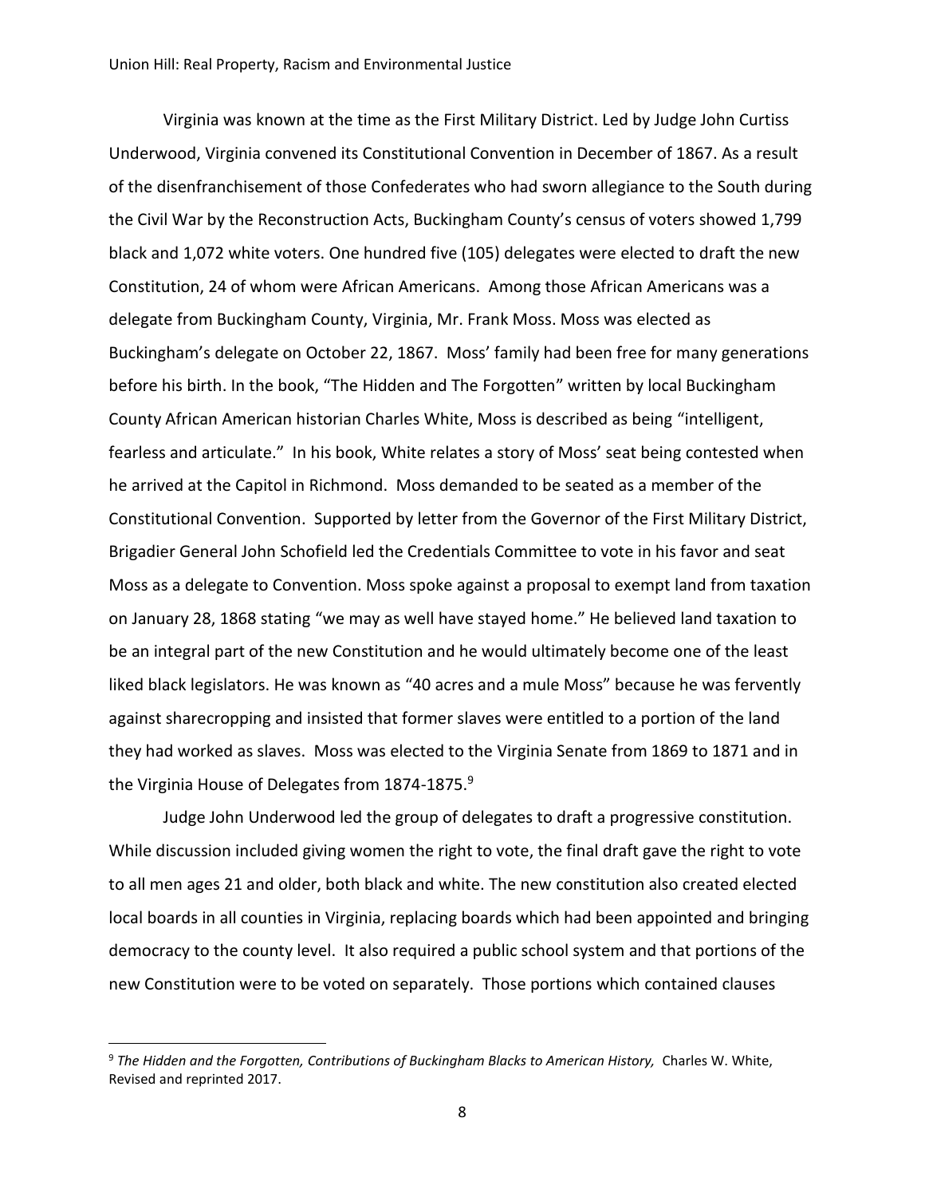Virginia was known at the time as the First Military District. Led by Judge John Curtiss Underwood, Virginia convened its Constitutional Convention in December of 1867. As a result of the disenfranchisement of those Confederates who had sworn allegiance to the South during the Civil War by the Reconstruction Acts, Buckingham County's census of voters showed 1,799 black and 1,072 white voters. One hundred five (105) delegates were elected to draft the new Constitution, 24 of whom were African Americans. Among those African Americans was a delegate from Buckingham County, Virginia, Mr. Frank Moss. Moss was elected as Buckingham's delegate on October 22, 1867. Moss' family had been free for many generations before his birth. In the book, "The Hidden and The Forgotten" written by local Buckingham County African American historian Charles White, Moss is described as being "intelligent, fearless and articulate." In his book, White relates a story of Moss' seat being contested when he arrived at the Capitol in Richmond. Moss demanded to be seated as a member of the Constitutional Convention. Supported by letter from the Governor of the First Military District, Brigadier General John Schofield led the Credentials Committee to vote in his favor and seat Moss as a delegate to Convention. Moss spoke against a proposal to exempt land from taxation on January 28, 1868 stating "we may as well have stayed home." He believed land taxation to be an integral part of the new Constitution and he would ultimately become one of the least liked black legislators. He was known as "40 acres and a mule Moss" because he was fervently against sharecropping and insisted that former slaves were entitled to a portion of the land they had worked as slaves. Moss was elected to the Virginia Senate from 1869 to 1871 and in the Virginia House of Delegates from 1874-1875.[9]

Judge John Underwood led the group of delegates to draft a progressive constitution. While discussion included giving women the right to vote, the final draft gave the right to vote to all men ages 21 and older, both black and white. The new constitution also created elected local boards in all counties in Virginia, replacing boards which had been appointed and bringing democracy to the county level. It also required a public school system and that portions of the new Constitution were to be voted on separately. Those portions which contained clauses

[9] *The Hidden and the Forgotten, Contributions of Buckingham Blacks to American History,* Charles W. White, Revised and reprinted 2017.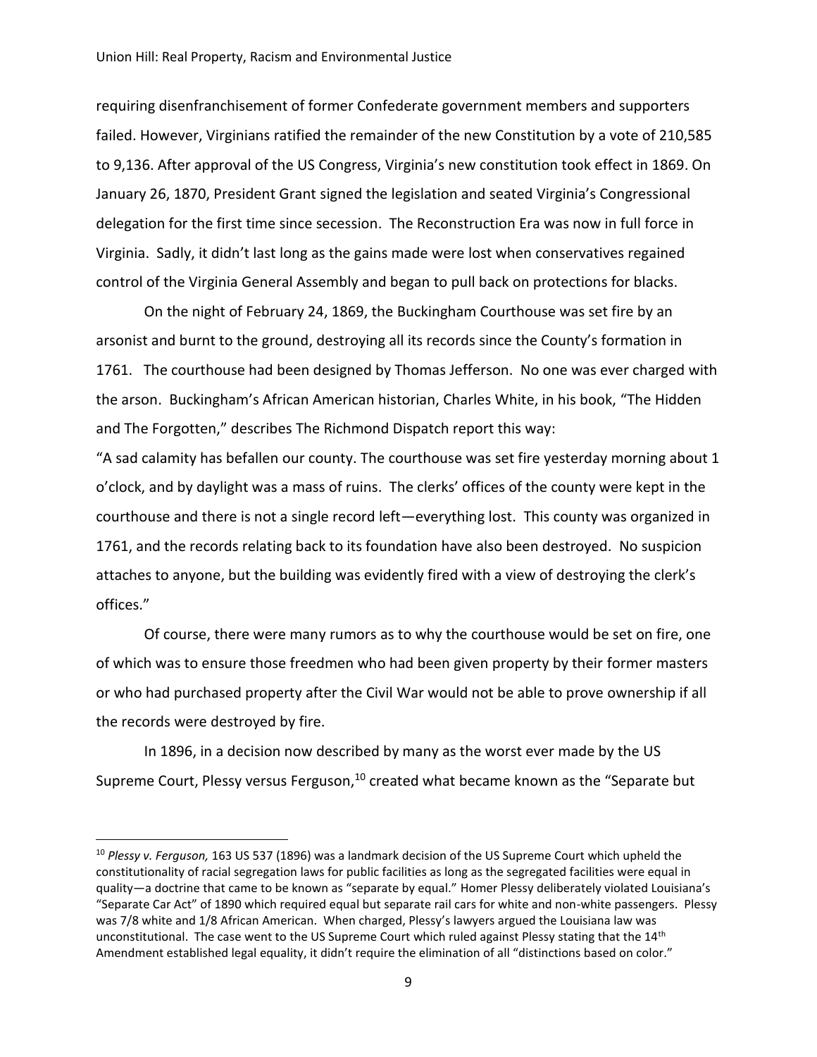requiring disenfranchisement of former Confederate government members and supporters failed. However, Virginians ratified the remainder of the new Constitution by a vote of 210,585 to 9,136. After approval of the US Congress, Virginia's new constitution took effect in 1869. On January 26, 1870, President Grant signed the legislation and seated Virginia's Congressional delegation for the first time since secession. The Reconstruction Era was now in full force in Virginia. Sadly, it didn't last long as the gains made were lost when conservatives regained control of the Virginia General Assembly and began to pull back on protections for blacks.

On the night of February 24, 1869, the Buckingham Courthouse was set fire by an arsonist and burnt to the ground, destroying all its records since the County's formation in 1761. The courthouse had been designed by Thomas Jefferson. No one was ever charged with the arson. Buckingham's African American historian, Charles White, in his book, "The Hidden and The Forgotten," describes The Richmond Dispatch report this way:

"A sad calamity has befallen our county. The courthouse was set fire yesterday morning about 1 o'clock, and by daylight was a mass of ruins. The clerks' offices of the county were kept in the courthouse and there is not a single record left—everything lost. This county was organized in 1761, and the records relating back to its foundation have also been destroyed. No suspicion attaches to anyone, but the building was evidently fired with a view of destroying the clerk's offices."

Of course, there were many rumors as to why the courthouse would be set on fire, one of which was to ensure those freedmen who had been given property by their former masters or who had purchased property after the Civil War would not be able to prove ownership if all the records were destroyed by fire.

In 1896, in a decision now described by many as the worst ever made by the US Supreme Court, Plessy versus Ferguson,[10] created what became known as the "Separate but

---

[10] *Plessy v. Ferguson,* 163 US 537 (1896) was a landmark decision of the US Supreme Court which upheld the constitutionality of racial segregation laws for public facilities as long as the segregated facilities were equal in quality—a doctrine that came to be known as "separate by equal." Homer Plessy deliberately violated Louisiana's "Separate Car Act" of 1890 which required equal but separate rail cars for white and non-white passengers. Plessy was 7/8 white and 1/8 African American. When charged, Plessy's lawyers argued the Louisiana law was unconstitutional. The case went to the US Supreme Court which ruled against Plessy stating that the 14th Amendment established legal equality, it didn't require the elimination of all "distinctions based on color."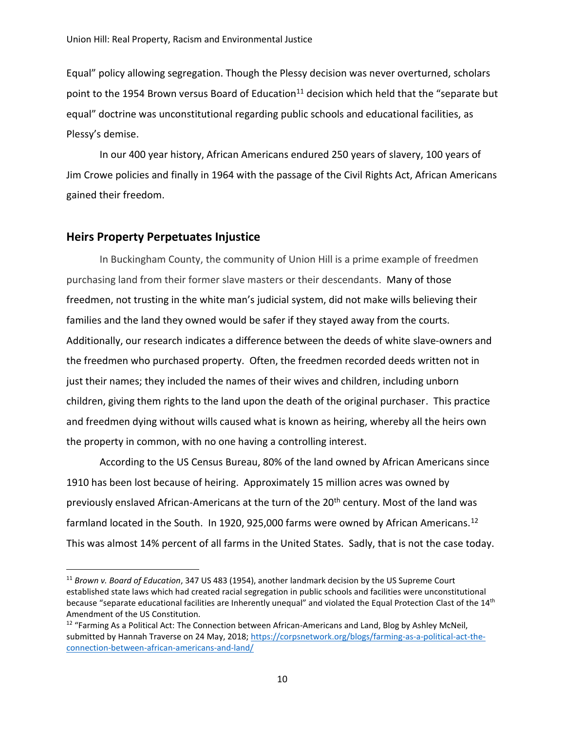Equal" policy allowing segregation. Though the Plessy decision was never overturned, scholars point to the 1954 Brown versus Board of Education[11] decision which held that the "separate but equal" doctrine was unconstitutional regarding public schools and educational facilities, as Plessy's demise.

In our 400 year history, African Americans endured 250 years of slavery, 100 years of Jim Crowe policies and finally in 1964 with the passage of the Civil Rights Act, African Americans gained their freedom.

## Heirs Property Perpetuates Injustice

In Buckingham County, the community of Union Hill is a prime example of freedmen purchasing land from their former slave masters or their descendants. Many of those freedmen, not trusting in the white man's judicial system, did not make wills believing their families and the land they owned would be safer if they stayed away from the courts. Additionally, our research indicates a difference between the deeds of white slave-owners and the freedmen who purchased property. Often, the freedmen recorded deeds written not in just their names; they included the names of their wives and children, including unborn children, giving them rights to the land upon the death of the original purchaser. This practice and freedmen dying without wills caused what is known as heiring, whereby all the heirs own the property in common, with no one having a controlling interest.

According to the US Census Bureau, 80% of the land owned by African Americans since 1910 has been lost because of heiring. Approximately 15 million acres was owned by previously enslaved African-Americans at the turn of the 20th century. Most of the land was farmland located in the South. In 1920, 925,000 farms were owned by African Americans.[12] This was almost 14% percent of all farms in the United States. Sadly, that is not the case today.

---

[11] *Brown v. Board of Education*, 347 US 483 (1954), another landmark decision by the US Supreme Court established state laws which had created racial segregation in public schools and facilities were unconstitutional because "separate educational facilities are Inherently unequal" and violated the Equal Protection Clast of the 14th Amendment of the US Constitution.

[12] "Farming As a Political Act: The Connection between African-Americans and Land, Blog by Ashley McNeil, submitted by Hannah Traverse on 24 May, 2018; https://corpsnetwork.org/blogs/farming-as-a-political-act-the-connection-between-african-americans-and-land/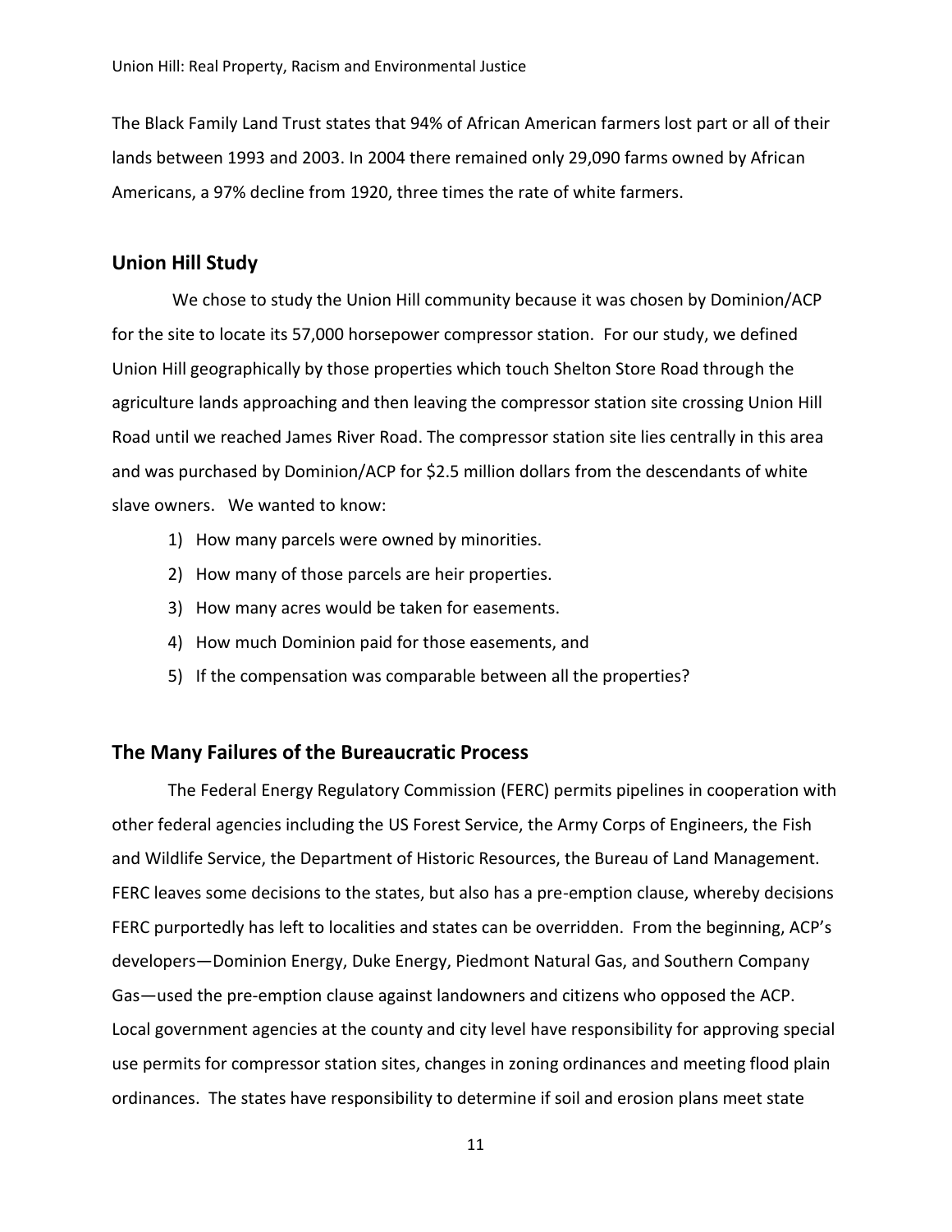The Black Family Land Trust states that 94% of African American farmers lost part or all of their lands between 1993 and 2003. In 2004 there remained only 29,090 farms owned by African Americans, a 97% decline from 1920, three times the rate of white farmers.

## Union Hill Study

We chose to study the Union Hill community because it was chosen by Dominion/ACP for the site to locate its 57,000 horsepower compressor station. For our study, we defined Union Hill geographically by those properties which touch Shelton Store Road through the agriculture lands approaching and then leaving the compressor station site crossing Union Hill Road until we reached James River Road. The compressor station site lies centrally in this area and was purchased by Dominion/ACP for $2.5 million dollars from the descendants of white slave owners. We wanted to know:

1) How many parcels were owned by minorities.
2) How many of those parcels are heir properties.
3) How many acres would be taken for easements.
4) How much Dominion paid for those easements, and
5) If the compensation was comparable between all the properties?

## The Many Failures of the Bureaucratic Process

The Federal Energy Regulatory Commission (FERC) permits pipelines in cooperation with other federal agencies including the US Forest Service, the Army Corps of Engineers, the Fish and Wildlife Service, the Department of Historic Resources, the Bureau of Land Management. FERC leaves some decisions to the states, but also has a pre-emption clause, whereby decisions FERC purportedly has left to localities and states can be overridden. From the beginning, ACP's developers—Dominion Energy, Duke Energy, Piedmont Natural Gas, and Southern Company Gas—used the pre-emption clause against landowners and citizens who opposed the ACP. Local government agencies at the county and city level have responsibility for approving special use permits for compressor station sites, changes in zoning ordinances and meeting flood plain ordinances. The states have responsibility to determine if soil and erosion plans meet state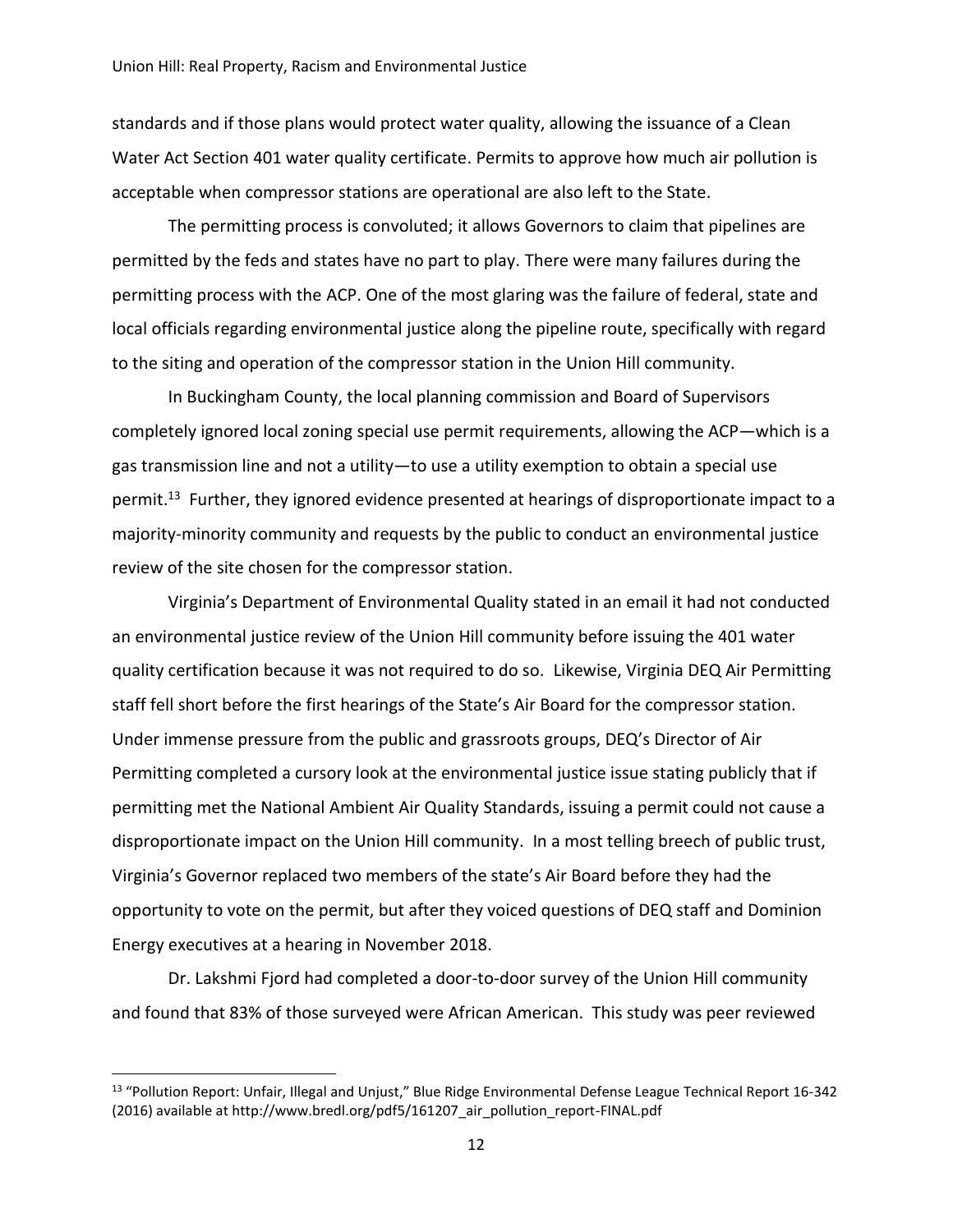standards and if those plans would protect water quality, allowing the issuance of a Clean Water Act Section 401 water quality certificate. Permits to approve how much air pollution is acceptable when compressor stations are operational are also left to the State.

The permitting process is convoluted; it allows Governors to claim that pipelines are permitted by the feds and states have no part to play. There were many failures during the permitting process with the ACP. One of the most glaring was the failure of federal, state and local officials regarding environmental justice along the pipeline route, specifically with regard to the siting and operation of the compressor station in the Union Hill community.

In Buckingham County, the local planning commission and Board of Supervisors completely ignored local zoning special use permit requirements, allowing the ACP—which is a gas transmission line and not a utility—to use a utility exemption to obtain a special use permit.[13] Further, they ignored evidence presented at hearings of disproportionate impact to a majority-minority community and requests by the public to conduct an environmental justice review of the site chosen for the compressor station.

Virginia's Department of Environmental Quality stated in an email it had not conducted an environmental justice review of the Union Hill community before issuing the 401 water quality certification because it was not required to do so. Likewise, Virginia DEQ Air Permitting staff fell short before the first hearings of the State's Air Board for the compressor station. Under immense pressure from the public and grassroots groups, DEQ's Director of Air Permitting completed a cursory look at the environmental justice issue stating publicly that if permitting met the National Ambient Air Quality Standards, issuing a permit could not cause a disproportionate impact on the Union Hill community. In a most telling breech of public trust, Virginia's Governor replaced two members of the state's Air Board before they had the opportunity to vote on the permit, but after they voiced questions of DEQ staff and Dominion Energy executives at a hearing in November 2018.

Dr. Lakshmi Fjord had completed a door-to-door survey of the Union Hill community and found that 83% of those surveyed were African American. This study was peer reviewed

[13] "Pollution Report: Unfair, Illegal and Unjust," Blue Ridge Environmental Defense League Technical Report 16-342 (2016) available at http://www.bredl.org/pdf5/161207_air_pollution_report-FINAL.pdf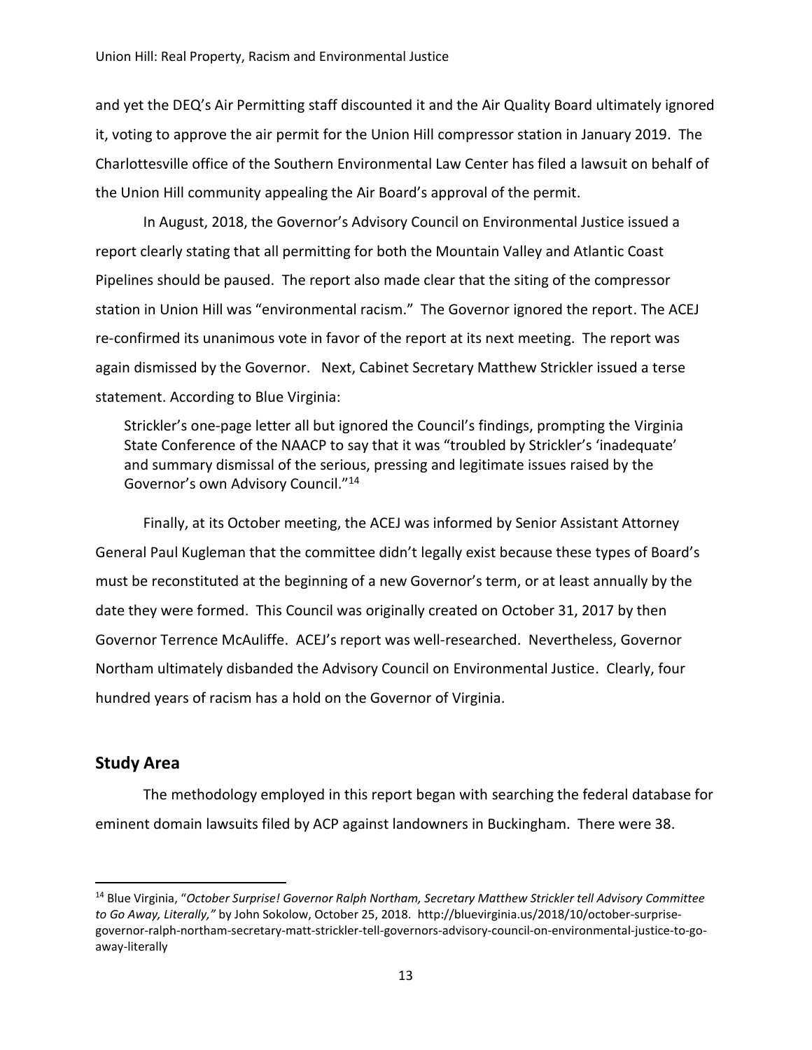and yet the DEQ's Air Permitting staff discounted it and the Air Quality Board ultimately ignored it, voting to approve the air permit for the Union Hill compressor station in January 2019. The Charlottesville office of the Southern Environmental Law Center has filed a lawsuit on behalf of the Union Hill community appealing the Air Board's approval of the permit.

In August, 2018, the Governor's Advisory Council on Environmental Justice issued a report clearly stating that all permitting for both the Mountain Valley and Atlantic Coast Pipelines should be paused. The report also made clear that the siting of the compressor station in Union Hill was "environmental racism." The Governor ignored the report. The ACEJ re-confirmed its unanimous vote in favor of the report at its next meeting. The report was again dismissed by the Governor. Next, Cabinet Secretary Matthew Strickler issued a terse statement. According to Blue Virginia:

> Strickler's one-page letter all but ignored the Council's findings, prompting the Virginia State Conference of the NAACP to say that it was "troubled by Strickler's 'inadequate' and summary dismissal of the serious, pressing and legitimate issues raised by the Governor's own Advisory Council."[14]

Finally, at its October meeting, the ACEJ was informed by Senior Assistant Attorney General Paul Kugleman that the committee didn't legally exist because these types of Board's must be reconstituted at the beginning of a new Governor's term, or at least annually by the date they were formed. This Council was originally created on October 31, 2017 by then Governor Terrence McAuliffe. ACEJ's report was well-researched. Nevertheless, Governor Northam ultimately disbanded the Advisory Council on Environmental Justice. Clearly, four hundred years of racism has a hold on the Governor of Virginia.

## Study Area

The methodology employed in this report began with searching the federal database for eminent domain lawsuits filed by ACP against landowners in Buckingham. There were 38.

---

[14] Blue Virginia, "*October Surprise! Governor Ralph Northam, Secretary Matthew Strickler tell Advisory Committee to Go Away, Literally,"* by John Sokolow, October 25, 2018. http://bluevirginia.us/2018/10/october-surprise-governor-ralph-northam-secretary-matt-strickler-tell-governors-advisory-council-on-environmental-justice-to-go-away-literally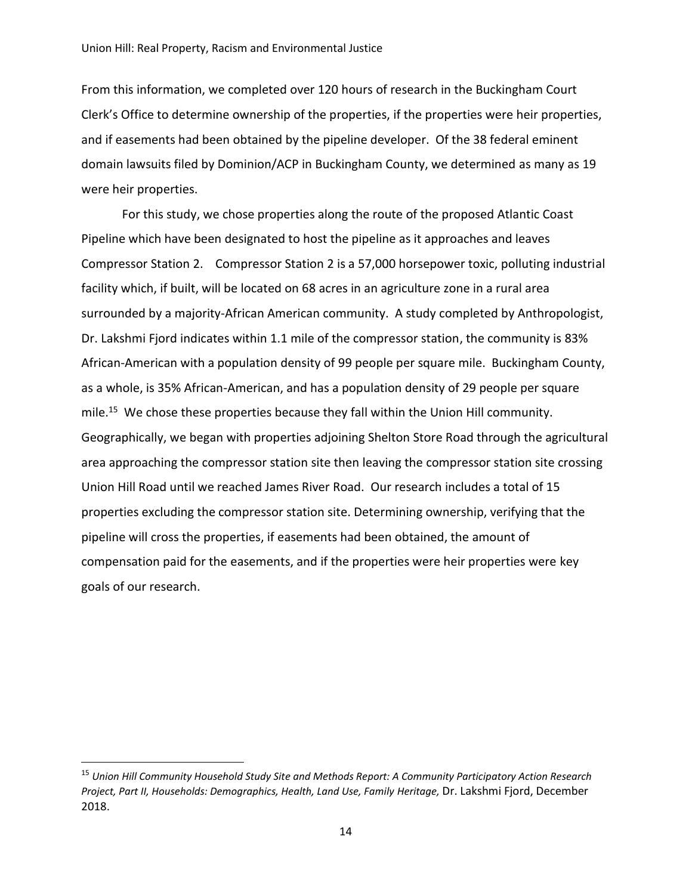From this information, we completed over 120 hours of research in the Buckingham Court Clerk's Office to determine ownership of the properties, if the properties were heir properties, and if easements had been obtained by the pipeline developer. Of the 38 federal eminent domain lawsuits filed by Dominion/ACP in Buckingham County, we determined as many as 19 were heir properties.

For this study, we chose properties along the route of the proposed Atlantic Coast Pipeline which have been designated to host the pipeline as it approaches and leaves Compressor Station 2. Compressor Station 2 is a 57,000 horsepower toxic, polluting industrial facility which, if built, will be located on 68 acres in an agriculture zone in a rural area surrounded by a majority-African American community. A study completed by Anthropologist, Dr. Lakshmi Fjord indicates within 1.1 mile of the compressor station, the community is 83% African-American with a population density of 99 people per square mile. Buckingham County, as a whole, is 35% African-American, and has a population density of 29 people per square mile.[15] We chose these properties because they fall within the Union Hill community. Geographically, we began with properties adjoining Shelton Store Road through the agricultural area approaching the compressor station site then leaving the compressor station site crossing Union Hill Road until we reached James River Road. Our research includes a total of 15 properties excluding the compressor station site. Determining ownership, verifying that the pipeline will cross the properties, if easements had been obtained, the amount of compensation paid for the easements, and if the properties were heir properties were key goals of our research.

---

[15] *Union Hill Community Household Study Site and Methods Report: A Community Participatory Action Research Project, Part II, Households: Demographics, Health, Land Use, Family Heritage,* Dr. Lakshmi Fjord, December 2018.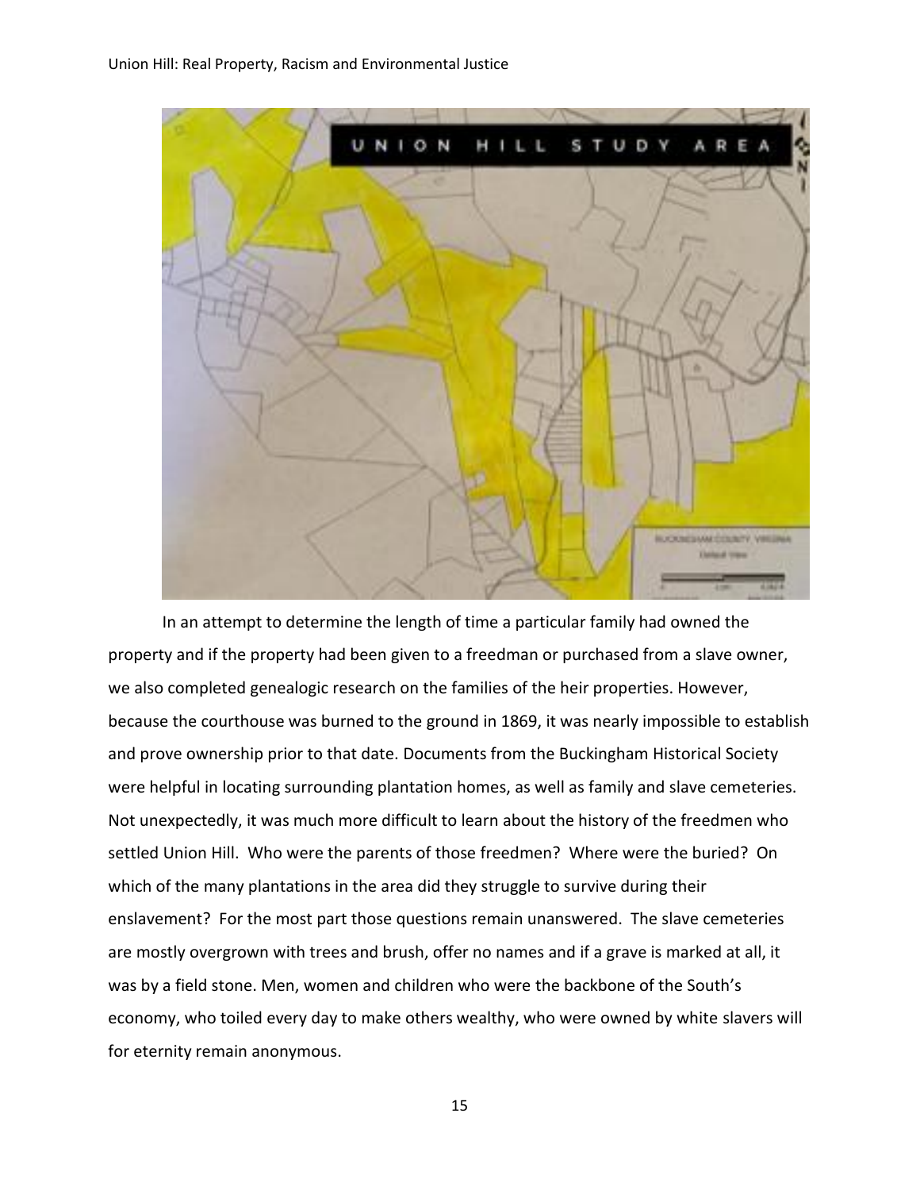UNION HILL STUDY AREA

BUCKINGHAM COUNTY, VIRGINIA

Default View

In an attempt to determine the length of time a particular family had owned the property and if the property had been given to a freedman or purchased from a slave owner, we also completed genealogic research on the families of the heir properties. However, because the courthouse was burned to the ground in 1869, it was nearly impossible to establish and prove ownership prior to that date. Documents from the Buckingham Historical Society were helpful in locating surrounding plantation homes, as well as family and slave cemeteries. Not unexpectedly, it was much more difficult to learn about the history of the freedmen who settled Union Hill. Who were the parents of those freedmen? Where were the buried? On which of the many plantations in the area did they struggle to survive during their enslavement? For the most part those questions remain unanswered. The slave cemeteries are mostly overgrown with trees and brush, offer no names and if a grave is marked at all, it was by a field stone. Men, women and children who were the backbone of the South's economy, who toiled every day to make others wealthy, who were owned by white slavers will for eternity remain anonymous.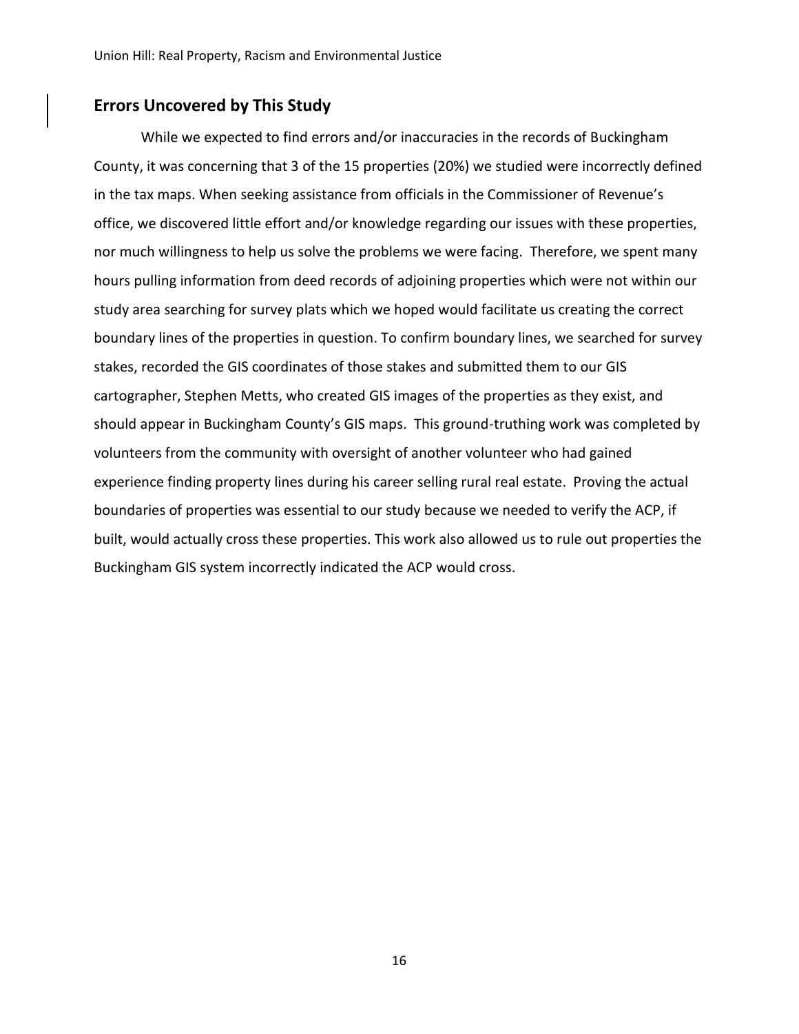## Errors Uncovered by This Study

While we expected to find errors and/or inaccuracies in the records of Buckingham County, it was concerning that 3 of the 15 properties (20%) we studied were incorrectly defined in the tax maps. When seeking assistance from officials in the Commissioner of Revenue's office, we discovered little effort and/or knowledge regarding our issues with these properties, nor much willingness to help us solve the problems we were facing. Therefore, we spent many hours pulling information from deed records of adjoining properties which were not within our study area searching for survey plats which we hoped would facilitate us creating the correct boundary lines of the properties in question. To confirm boundary lines, we searched for survey stakes, recorded the GIS coordinates of those stakes and submitted them to our GIS cartographer, Stephen Metts, who created GIS images of the properties as they exist, and should appear in Buckingham County's GIS maps. This ground-truthing work was completed by volunteers from the community with oversight of another volunteer who had gained experience finding property lines during his career selling rural real estate. Proving the actual boundaries of properties was essential to our study because we needed to verify the ACP, if built, would actually cross these properties. This work also allowed us to rule out properties the Buckingham GIS system incorrectly indicated the ACP would cross.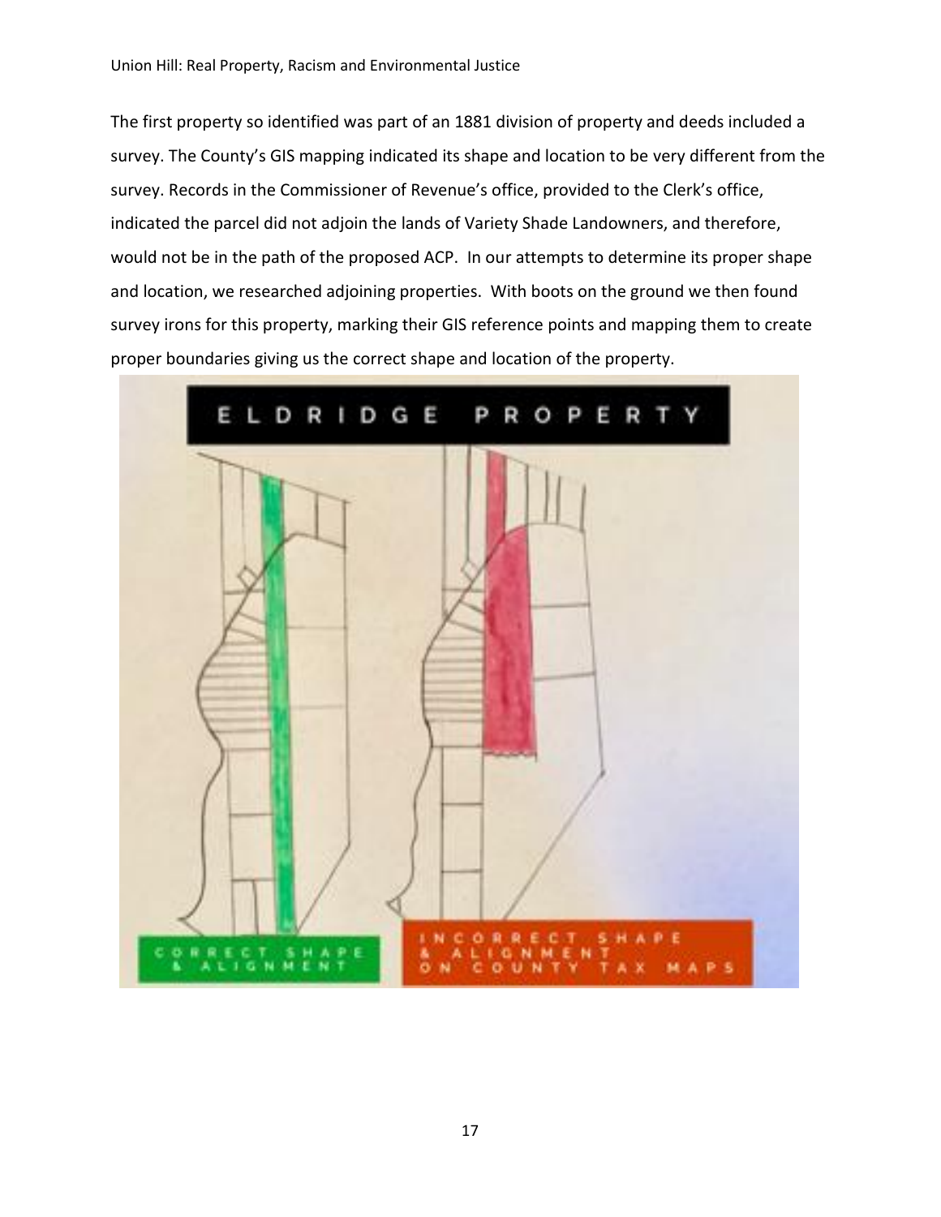The first property so identified was part of an 1881 division of property and deeds included a survey. The County's GIS mapping indicated its shape and location to be very different from the survey. Records in the Commissioner of Revenue's office, provided to the Clerk's office, indicated the parcel did not adjoin the lands of Variety Shade Landowners, and therefore, would not be in the path of the proposed ACP. In our attempts to determine its proper shape and location, we researched adjoining properties. With boots on the ground we then found survey irons for this property, marking their GIS reference points and mapping them to create proper boundaries giving us the correct shape and location of the property.

ELDRIDGE PROPERTY

CORRECT SHAPE & ALIGNMENT

INCORRECT SHAPE & ALIGNMENT ON COUNTY TAX MAPS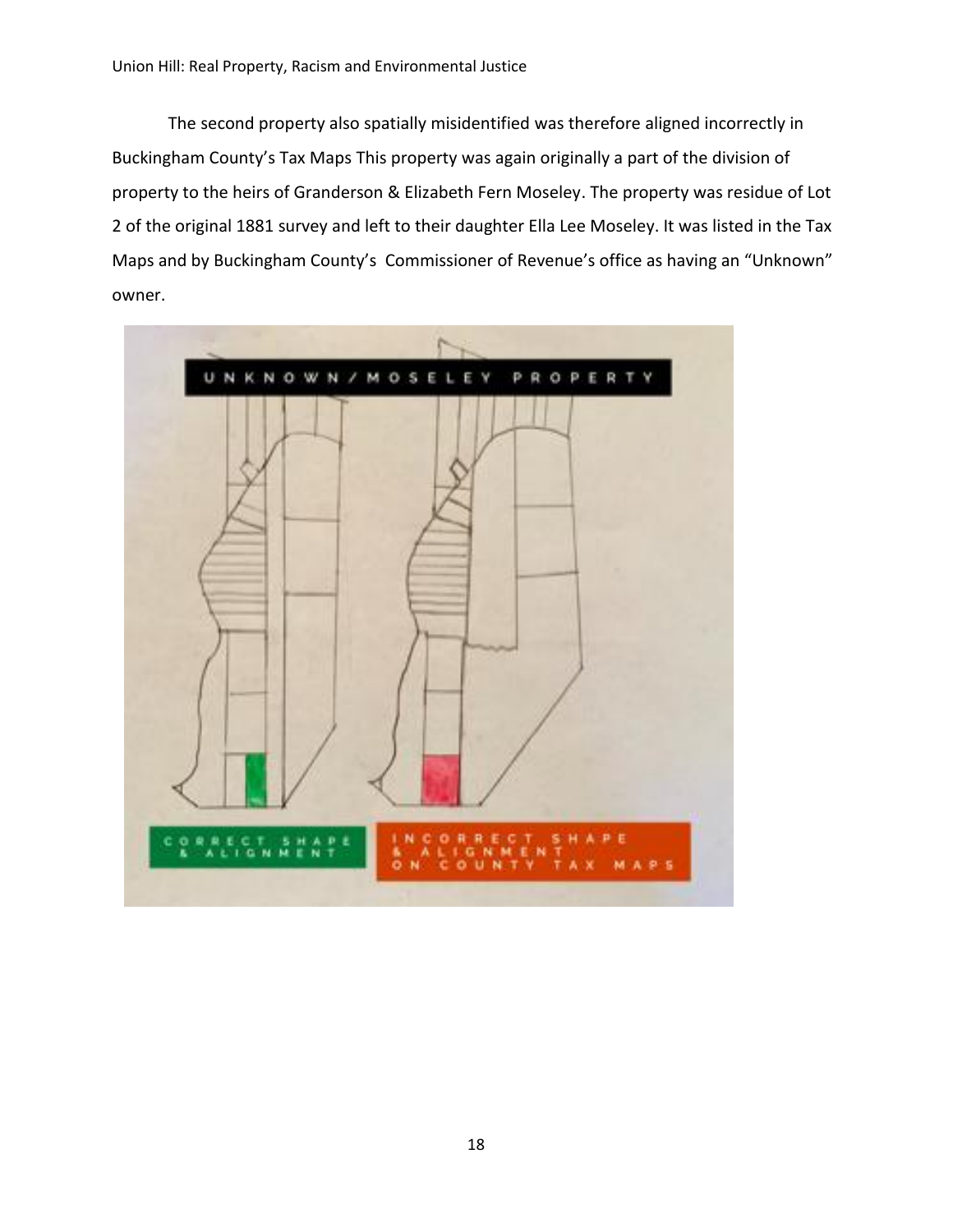The second property also spatially misidentified was therefore aligned incorrectly in Buckingham County's Tax Maps This property was again originally a part of the division of property to the heirs of Granderson & Elizabeth Fern Moseley. The property was residue of Lot 2 of the original 1881 survey and left to their daughter Ella Lee Moseley. It was listed in the Tax Maps and by Buckingham County's  Commissioner of Revenue's office as having an "Unknown" owner.

UNKNOWN/MOSELEY PROPERTY

CORRECT SHAPE & ALIGNMENT

INCORRECT SHAPE & ALIGNMENT ON COUNTY TAX MAPS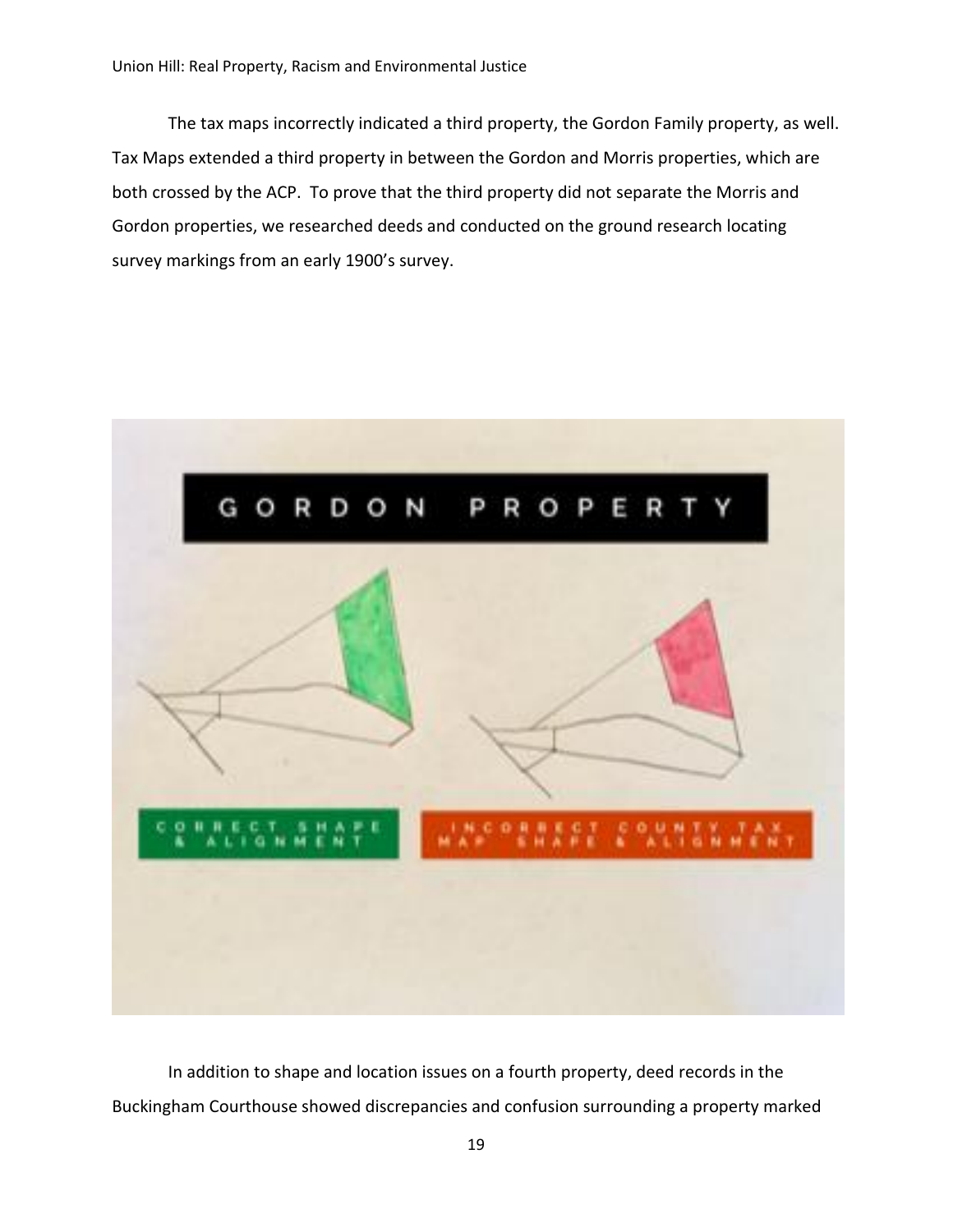The tax maps incorrectly indicated a third property, the Gordon Family property, as well. Tax Maps extended a third property in between the Gordon and Morris properties, which are both crossed by the ACP. To prove that the third property did not separate the Morris and Gordon properties, we researched deeds and conducted on the ground research locating survey markings from an early 1900's survey.

GORDON PROPERTY

CORRECT SHAPE & ALIGNMENT

INCORRECT COUNTY TAX MAP SHAPE & ALIGNMENT

In addition to shape and location issues on a fourth property, deed records in the Buckingham Courthouse showed discrepancies and confusion surrounding a property marked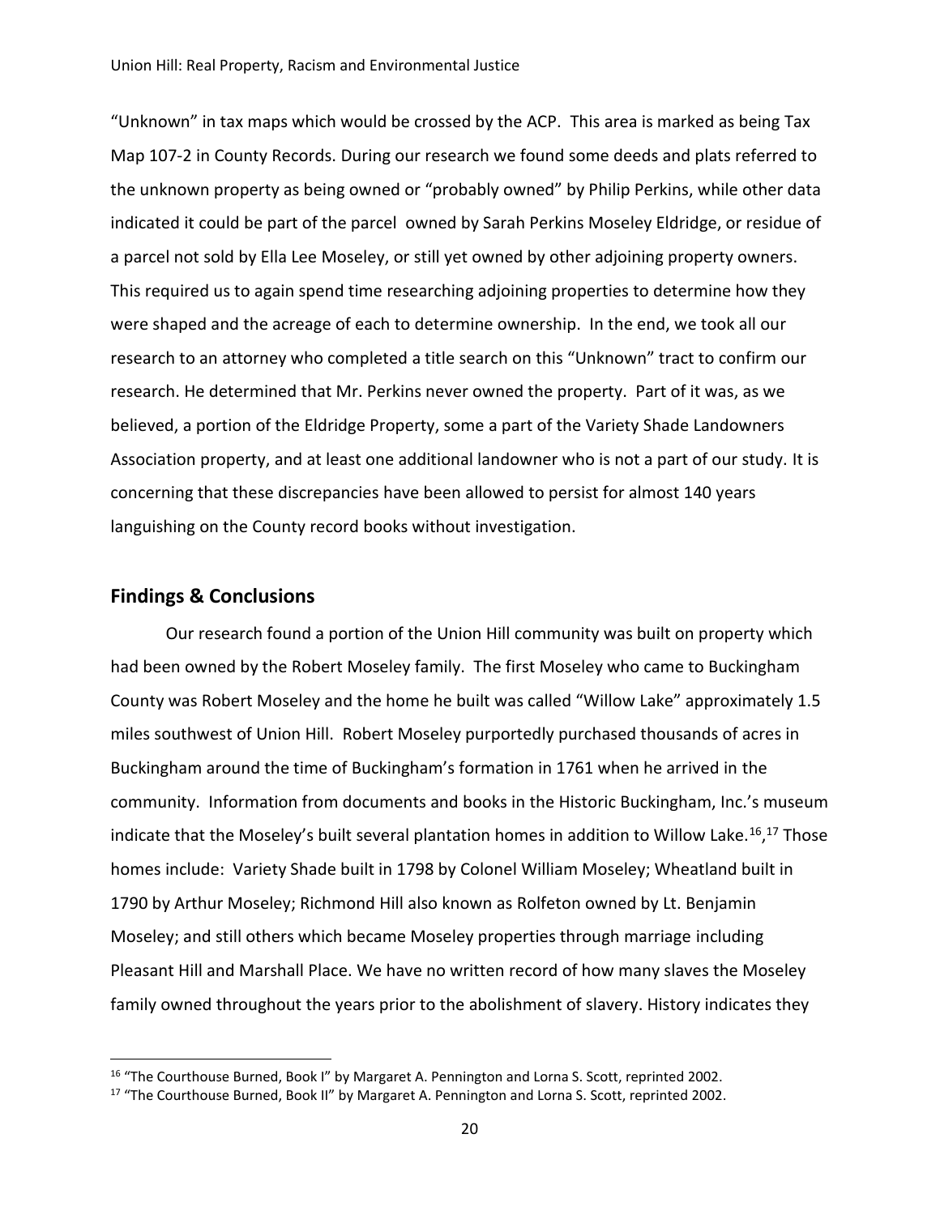"Unknown" in tax maps which would be crossed by the ACP. This area is marked as being Tax Map 107-2 in County Records. During our research we found some deeds and plats referred to the unknown property as being owned or "probably owned" by Philip Perkins, while other data indicated it could be part of the parcel owned by Sarah Perkins Moseley Eldridge, or residue of a parcel not sold by Ella Lee Moseley, or still yet owned by other adjoining property owners. This required us to again spend time researching adjoining properties to determine how they were shaped and the acreage of each to determine ownership. In the end, we took all our research to an attorney who completed a title search on this "Unknown" tract to confirm our research. He determined that Mr. Perkins never owned the property. Part of it was, as we believed, a portion of the Eldridge Property, some a part of the Variety Shade Landowners Association property, and at least one additional landowner who is not a part of our study. It is concerning that these discrepancies have been allowed to persist for almost 140 years languishing on the County record books without investigation.

## Findings & Conclusions

Our research found a portion of the Union Hill community was built on property which had been owned by the Robert Moseley family. The first Moseley who came to Buckingham County was Robert Moseley and the home he built was called "Willow Lake" approximately 1.5 miles southwest of Union Hill. Robert Moseley purportedly purchased thousands of acres in Buckingham around the time of Buckingham's formation in 1761 when he arrived in the community. Information from documents and books in the Historic Buckingham, Inc.'s museum indicate that the Moseley's built several plantation homes in addition to Willow Lake.[16],[17] Those homes include: Variety Shade built in 1798 by Colonel William Moseley; Wheatland built in 1790 by Arthur Moseley; Richmond Hill also known as Rolfeton owned by Lt. Benjamin Moseley; and still others which became Moseley properties through marriage including Pleasant Hill and Marshall Place. We have no written record of how many slaves the Moseley family owned throughout the years prior to the abolishment of slavery. History indicates they

[16] "The Courthouse Burned, Book I" by Margaret A. Pennington and Lorna S. Scott, reprinted 2002.

[17] "The Courthouse Burned, Book II" by Margaret A. Pennington and Lorna S. Scott, reprinted 2002.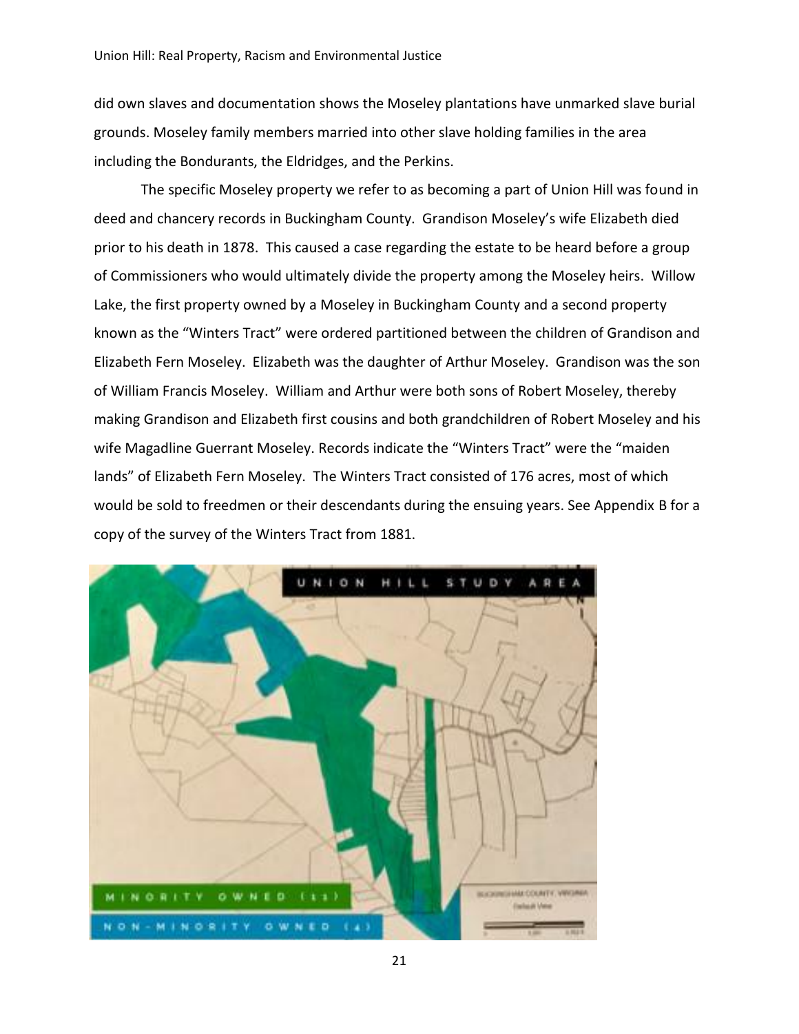did own slaves and documentation shows the Moseley plantations have unmarked slave burial grounds. Moseley family members married into other slave holding families in the area including the Bondurants, the Eldridges, and the Perkins.

The specific Moseley property we refer to as becoming a part of Union Hill was found in deed and chancery records in Buckingham County. Grandison Moseley's wife Elizabeth died prior to his death in 1878. This caused a case regarding the estate to be heard before a group of Commissioners who would ultimately divide the property among the Moseley heirs. Willow Lake, the first property owned by a Moseley in Buckingham County and a second property known as the "Winters Tract" were ordered partitioned between the children of Grandison and Elizabeth Fern Moseley. Elizabeth was the daughter of Arthur Moseley. Grandison was the son of William Francis Moseley. William and Arthur were both sons of Robert Moseley, thereby making Grandison and Elizabeth first cousins and both grandchildren of Robert Moseley and his wife Magadline Guerrant Moseley. Records indicate the "Winters Tract" were the "maiden lands" of Elizabeth Fern Moseley. The Winters Tract consisted of 176 acres, most of which would be sold to freedmen or their descendants during the ensuing years. See Appendix B for a copy of the survey of the Winters Tract from 1881.

UNION HILL STUDY AREA

MINORITY OWNED (11)

NON-MINORITY OWNED (4)

BUCKINGHAM COUNTY, VIRGINIA

Default View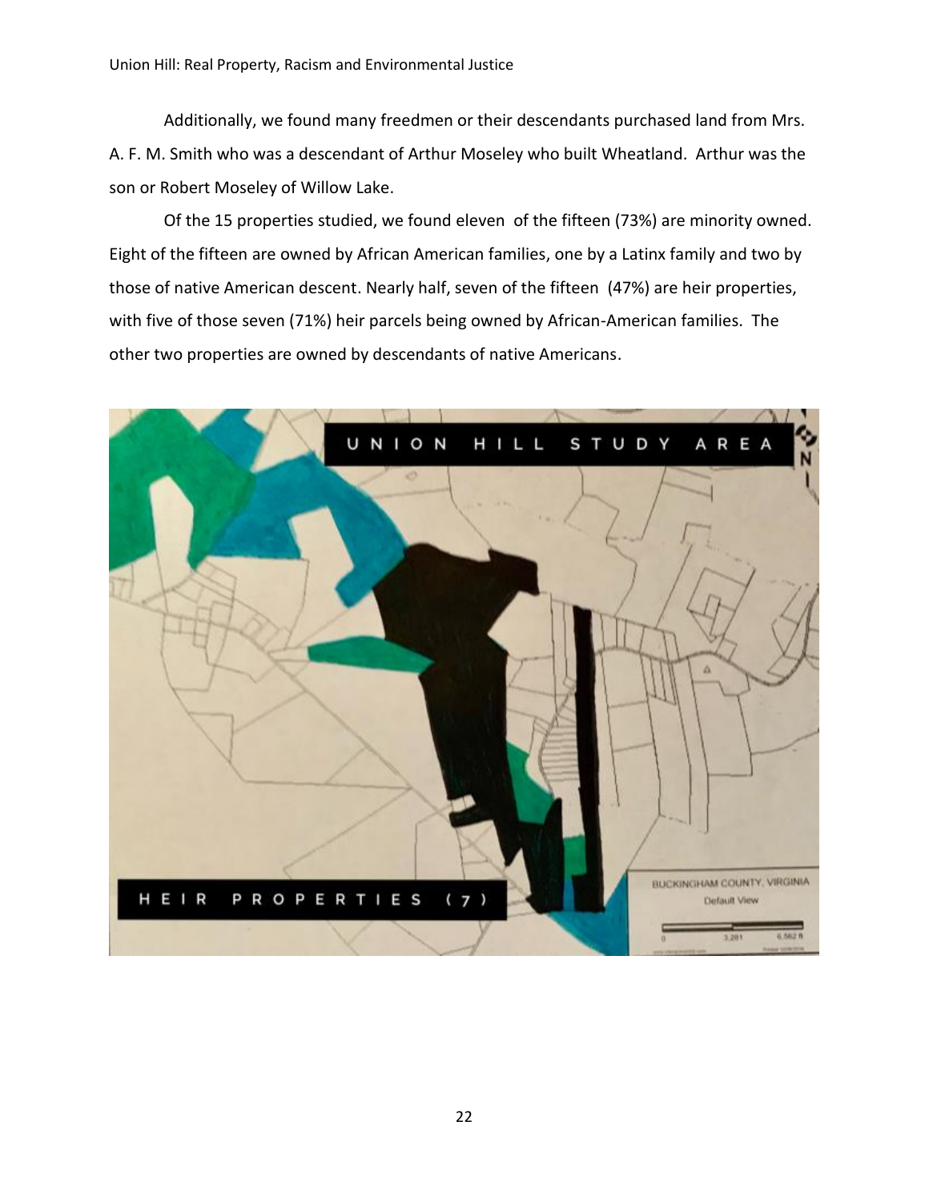Additionally, we found many freedmen or their descendants purchased land from Mrs. A. F. M. Smith who was a descendant of Arthur Moseley who built Wheatland. Arthur was the son or Robert Moseley of Willow Lake.

Of the 15 properties studied, we found eleven of the fifteen (73%) are minority owned. Eight of the fifteen are owned by African American families, one by a Latinx family and two by those of native American descent. Nearly half, seven of the fifteen (47%) are heir properties, with five of those seven (71%) heir parcels being owned by African-American families. The other two properties are owned by descendants of native Americans.

UNION HILL STUDY AREA

HEIR PROPERTIES (7)

BUCKINGHAM COUNTY, VIRGINIA

Default View

0 3,281 6,562 ft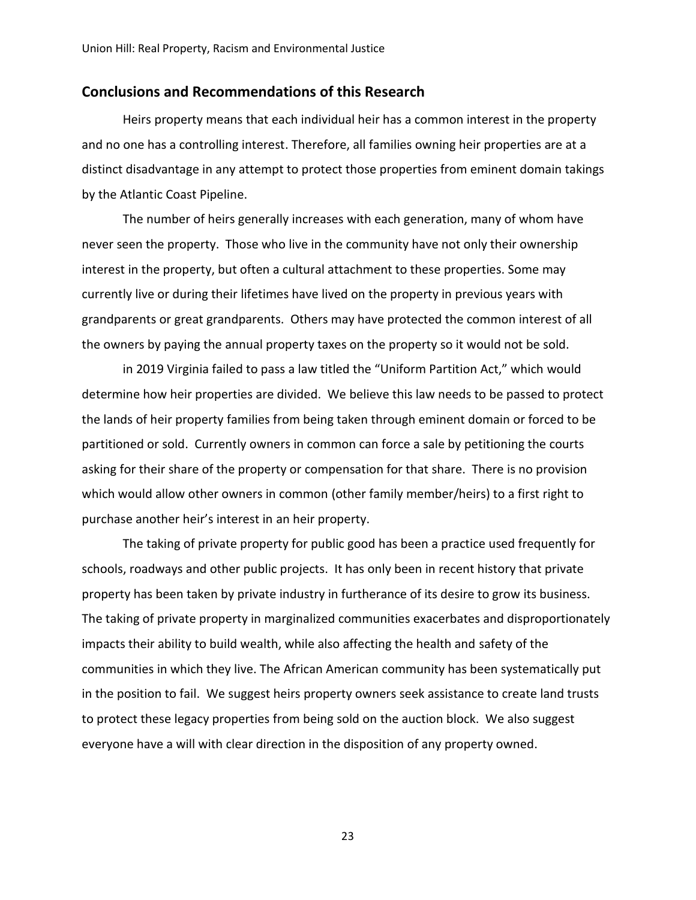## Conclusions and Recommendations of this Research

Heirs property means that each individual heir has a common interest in the property and no one has a controlling interest. Therefore, all families owning heir properties are at a distinct disadvantage in any attempt to protect those properties from eminent domain takings by the Atlantic Coast Pipeline.

The number of heirs generally increases with each generation, many of whom have never seen the property. Those who live in the community have not only their ownership interest in the property, but often a cultural attachment to these properties. Some may currently live or during their lifetimes have lived on the property in previous years with grandparents or great grandparents. Others may have protected the common interest of all the owners by paying the annual property taxes on the property so it would not be sold.

in 2019 Virginia failed to pass a law titled the "Uniform Partition Act," which would determine how heir properties are divided. We believe this law needs to be passed to protect the lands of heir property families from being taken through eminent domain or forced to be partitioned or sold. Currently owners in common can force a sale by petitioning the courts asking for their share of the property or compensation for that share. There is no provision which would allow other owners in common (other family member/heirs) to a first right to purchase another heir's interest in an heir property.

The taking of private property for public good has been a practice used frequently for schools, roadways and other public projects. It has only been in recent history that private property has been taken by private industry in furtherance of its desire to grow its business. The taking of private property in marginalized communities exacerbates and disproportionately impacts their ability to build wealth, while also affecting the health and safety of the communities in which they live. The African American community has been systematically put in the position to fail. We suggest heirs property owners seek assistance to create land trusts to protect these legacy properties from being sold on the auction block. We also suggest everyone have a will with clear direction in the disposition of any property owned.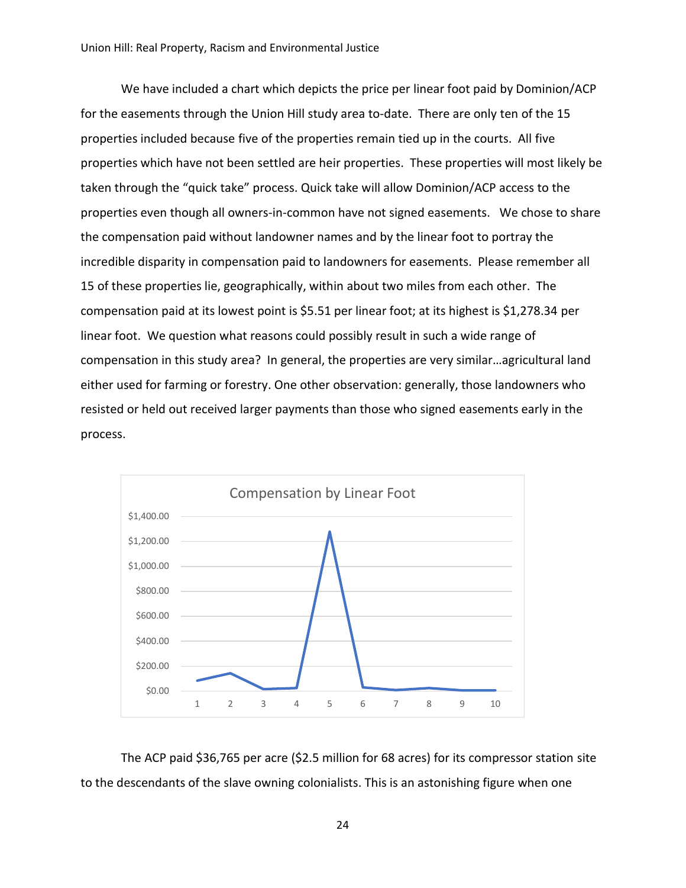We have included a chart which depicts the price per linear foot paid by Dominion/ACP for the easements through the Union Hill study area to-date. There are only ten of the 15 properties included because five of the properties remain tied up in the courts. All five properties which have not been settled are heir properties. These properties will most likely be taken through the "quick take" process. Quick take will allow Dominion/ACP access to the properties even though all owners-in-common have not signed easements. We chose to share the compensation paid without landowner names and by the linear foot to portray the incredible disparity in compensation paid to landowners for easements. Please remember all 15 of these properties lie, geographically, within about two miles from each other. The compensation paid at its lowest point is $5.51 per linear foot; at its highest is $1,278.34 per linear foot. We question what reasons could possibly result in such a wide range of compensation in this study area? In general, the properties are very similar…agricultural land either used for farming or forestry. One other observation: generally, those landowners who resisted or held out received larger payments than those who signed easements early in the process.

Compensation by Linear Foot

$1,400.00
$1,200.00
$1,000.00
$800.00
$600.00
$400.00
$200.00
$0.00

1 2 3 4 5 6 7 8 9 10

The ACP paid $36,765 per acre ($2.5 million for 68 acres) for its compressor station site to the descendants of the slave owning colonialists. This is an astonishing figure when one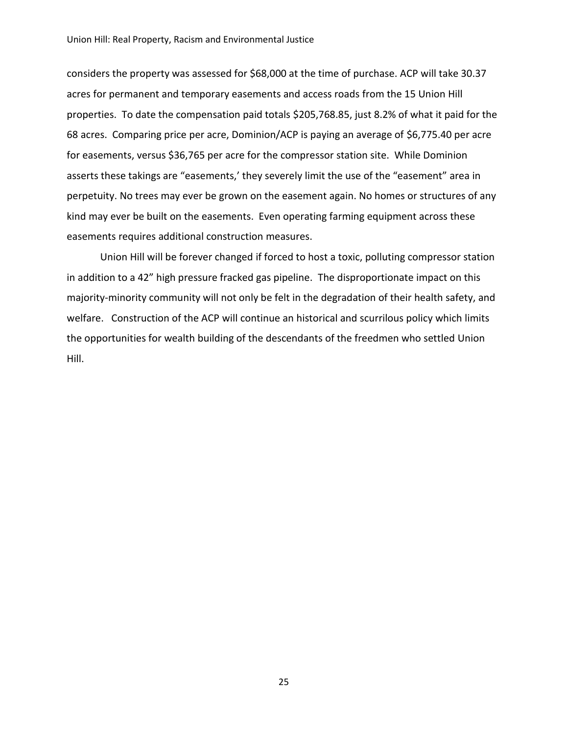considers the property was assessed for $68,000 at the time of purchase. ACP will take 30.37 acres for permanent and temporary easements and access roads from the 15 Union Hill properties. To date the compensation paid totals $205,768.85, just 8.2% of what it paid for the 68 acres. Comparing price per acre, Dominion/ACP is paying an average of $6,775.40 per acre for easements, versus $36,765 per acre for the compressor station site. While Dominion asserts these takings are "easements,' they severely limit the use of the "easement" area in perpetuity. No trees may ever be grown on the easement again. No homes or structures of any kind may ever be built on the easements. Even operating farming equipment across these easements requires additional construction measures.

Union Hill will be forever changed if forced to host a toxic, polluting compressor station in addition to a 42" high pressure fracked gas pipeline. The disproportionate impact on this majority-minority community will not only be felt in the degradation of their health safety, and welfare. Construction of the ACP will continue an historical and scurrilous policy which limits the opportunities for wealth building of the descendants of the freedmen who settled Union Hill.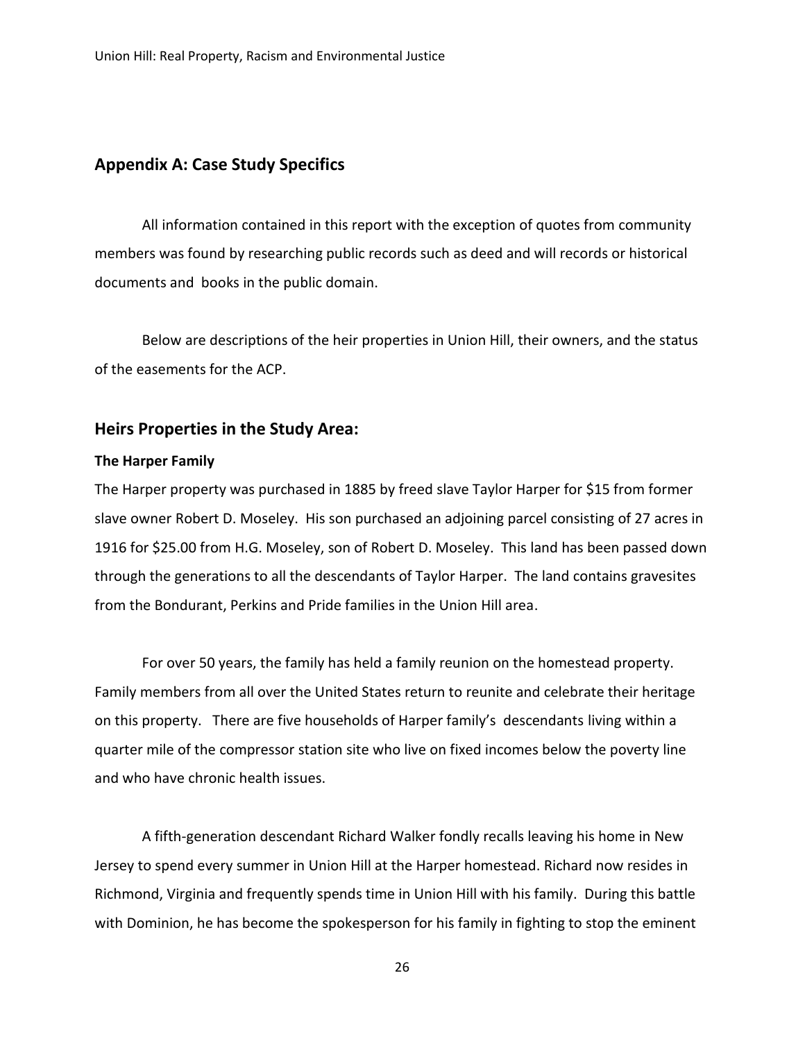## Appendix A: Case Study Specifics

All information contained in this report with the exception of quotes from community members was found by researching public records such as deed and will records or historical documents and books in the public domain.

Below are descriptions of the heir properties in Union Hill, their owners, and the status of the easements for the ACP.

## Heirs Properties in the Study Area:

### The Harper Family

The Harper property was purchased in 1885 by freed slave Taylor Harper for $15 from former slave owner Robert D. Moseley. His son purchased an adjoining parcel consisting of 27 acres in 1916 for $25.00 from H.G. Moseley, son of Robert D. Moseley. This land has been passed down through the generations to all the descendants of Taylor Harper. The land contains gravesites from the Bondurant, Perkins and Pride families in the Union Hill area.

For over 50 years, the family has held a family reunion on the homestead property. Family members from all over the United States return to reunite and celebrate their heritage on this property. There are five households of Harper family's descendants living within a quarter mile of the compressor station site who live on fixed incomes below the poverty line and who have chronic health issues.

A fifth-generation descendant Richard Walker fondly recalls leaving his home in New Jersey to spend every summer in Union Hill at the Harper homestead. Richard now resides in Richmond, Virginia and frequently spends time in Union Hill with his family. During this battle with Dominion, he has become the spokesperson for his family in fighting to stop the eminent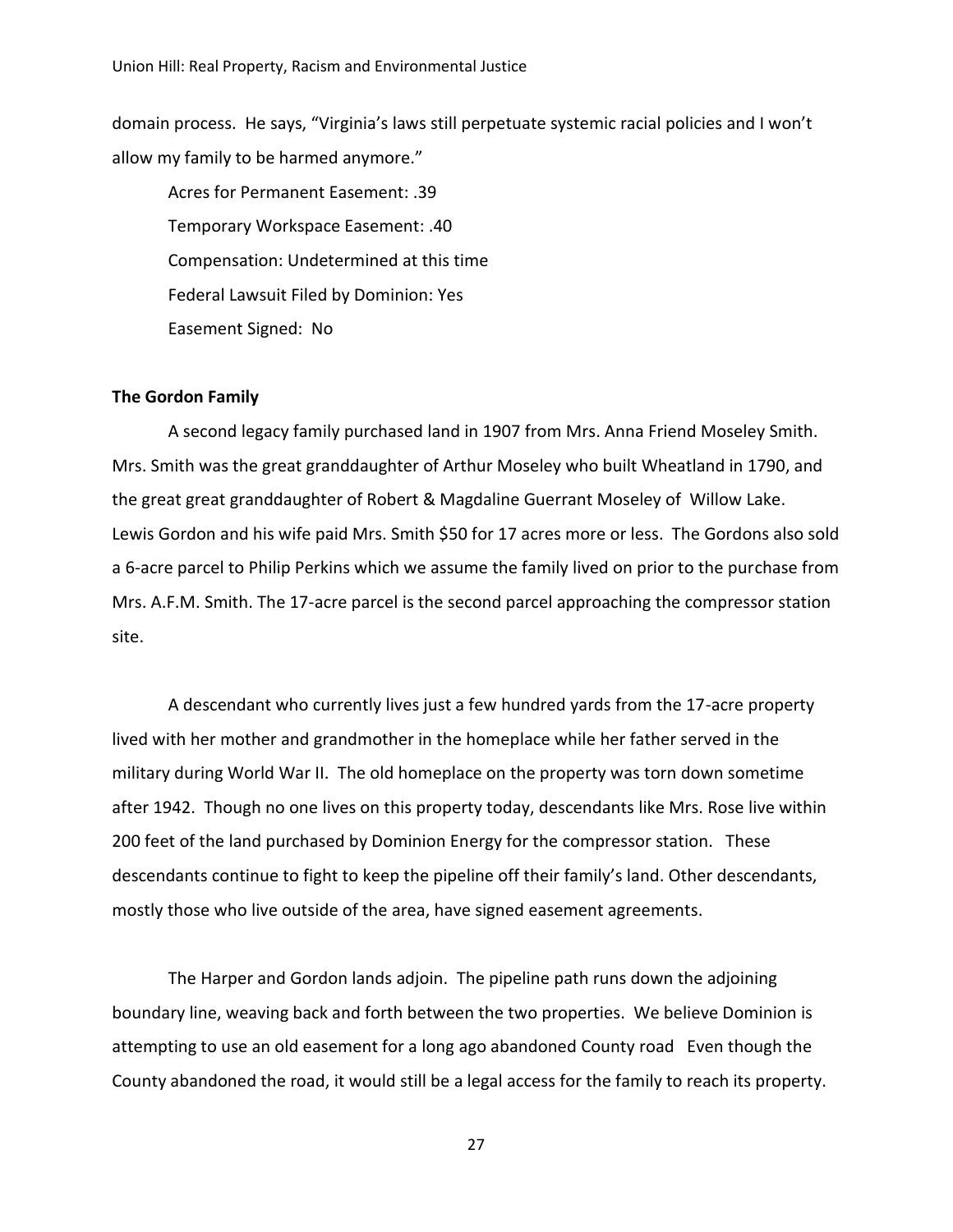domain process. He says, "Virginia's laws still perpetuate systemic racial policies and I won't allow my family to be harmed anymore."

Acres for Permanent Easement: .39

Temporary Workspace Easement: .40

Compensation: Undetermined at this time

Federal Lawsuit Filed by Dominion: Yes

Easement Signed: No

**The Gordon Family**

A second legacy family purchased land in 1907 from Mrs. Anna Friend Moseley Smith. Mrs. Smith was the great granddaughter of Arthur Moseley who built Wheatland in 1790, and the great great granddaughter of Robert & Magdaline Guerrant Moseley of Willow Lake. Lewis Gordon and his wife paid Mrs. Smith $50 for 17 acres more or less. The Gordons also sold a 6-acre parcel to Philip Perkins which we assume the family lived on prior to the purchase from Mrs. A.F.M. Smith. The 17-acre parcel is the second parcel approaching the compressor station site.

A descendant who currently lives just a few hundred yards from the 17-acre property lived with her mother and grandmother in the homeplace while her father served in the military during World War II. The old homeplace on the property was torn down sometime after 1942. Though no one lives on this property today, descendants like Mrs. Rose live within 200 feet of the land purchased by Dominion Energy for the compressor station. These descendants continue to fight to keep the pipeline off their family's land. Other descendants, mostly those who live outside of the area, have signed easement agreements.

The Harper and Gordon lands adjoin. The pipeline path runs down the adjoining boundary line, weaving back and forth between the two properties. We believe Dominion is attempting to use an old easement for a long ago abandoned County road Even though the County abandoned the road, it would still be a legal access for the family to reach its property.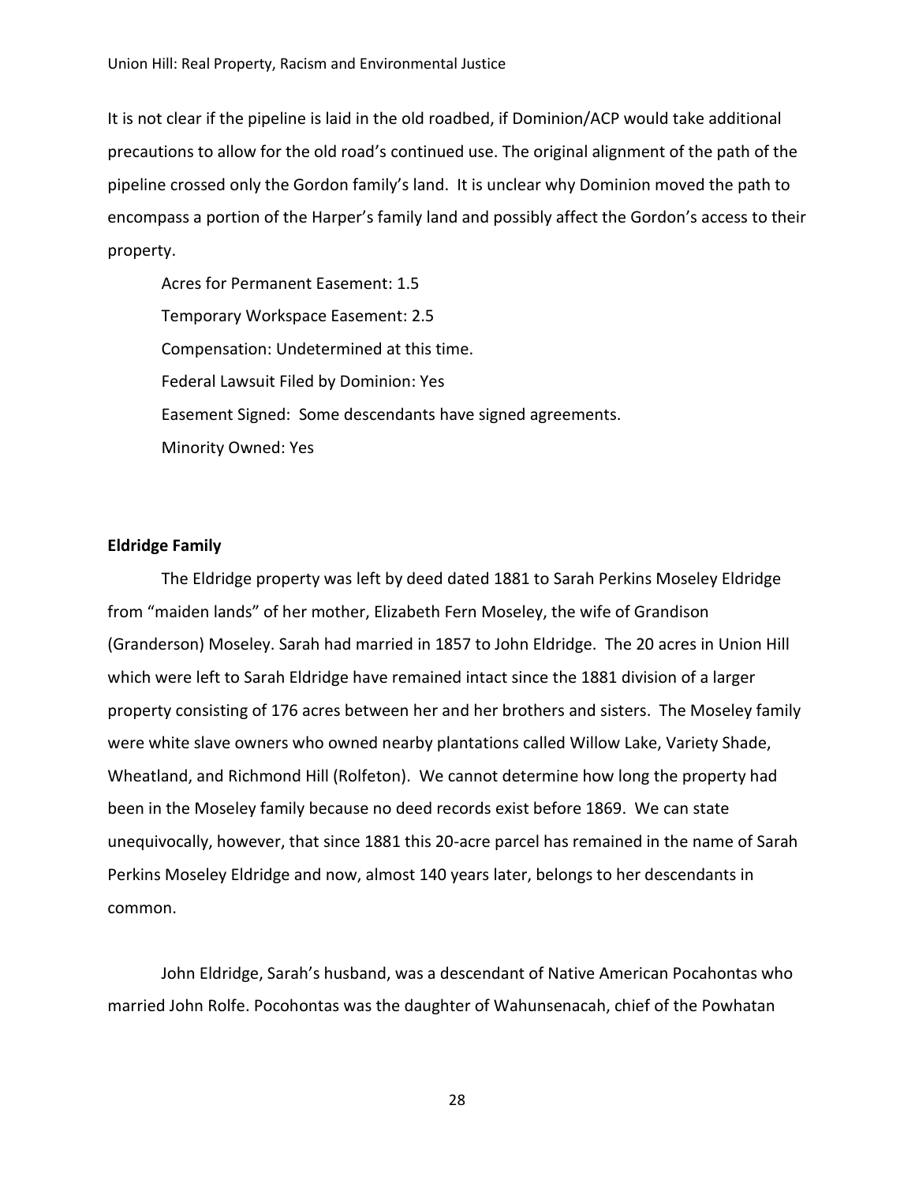It is not clear if the pipeline is laid in the old roadbed, if Dominion/ACP would take additional precautions to allow for the old road's continued use. The original alignment of the path of the pipeline crossed only the Gordon family's land. It is unclear why Dominion moved the path to encompass a portion of the Harper's family land and possibly affect the Gordon's access to their property.

Acres for Permanent Easement: 1.5

Temporary Workspace Easement: 2.5

Compensation: Undetermined at this time.

Federal Lawsuit Filed by Dominion: Yes

Easement Signed: Some descendants have signed agreements.

Minority Owned: Yes

**Eldridge Family**

The Eldridge property was left by deed dated 1881 to Sarah Perkins Moseley Eldridge from "maiden lands" of her mother, Elizabeth Fern Moseley, the wife of Grandison (Granderson) Moseley. Sarah had married in 1857 to John Eldridge. The 20 acres in Union Hill which were left to Sarah Eldridge have remained intact since the 1881 division of a larger property consisting of 176 acres between her and her brothers and sisters. The Moseley family were white slave owners who owned nearby plantations called Willow Lake, Variety Shade, Wheatland, and Richmond Hill (Rolfeton). We cannot determine how long the property had been in the Moseley family because no deed records exist before 1869. We can state unequivocally, however, that since 1881 this 20-acre parcel has remained in the name of Sarah Perkins Moseley Eldridge and now, almost 140 years later, belongs to her descendants in common.

John Eldridge, Sarah's husband, was a descendant of Native American Pocahontas who married John Rolfe. Pocohontas was the daughter of Wahunsenacah, chief of the Powhatan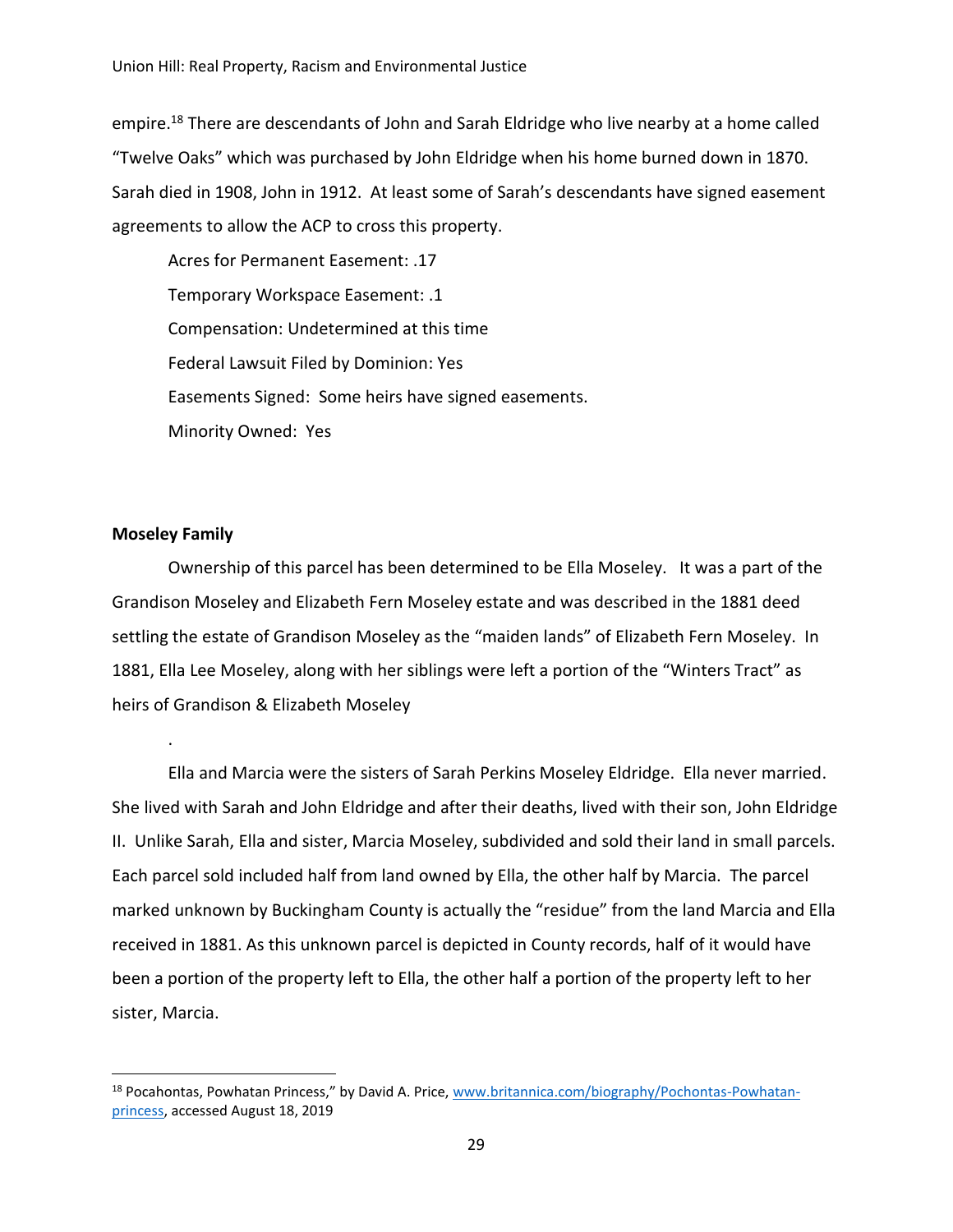empire.[18] There are descendants of John and Sarah Eldridge who live nearby at a home called "Twelve Oaks" which was purchased by John Eldridge when his home burned down in 1870. Sarah died in 1908, John in 1912. At least some of Sarah's descendants have signed easement agreements to allow the ACP to cross this property.

Acres for Permanent Easement: .17

Temporary Workspace Easement: .1

Compensation: Undetermined at this time

Federal Lawsuit Filed by Dominion: Yes

Easements Signed: Some heirs have signed easements.

Minority Owned: Yes

**Moseley Family**

Ownership of this parcel has been determined to be Ella Moseley. It was a part of the Grandison Moseley and Elizabeth Fern Moseley estate and was described in the 1881 deed settling the estate of Grandison Moseley as the "maiden lands" of Elizabeth Fern Moseley. In 1881, Ella Lee Moseley, along with her siblings were left a portion of the "Winters Tract" as heirs of Grandison & Elizabeth Moseley

.

Ella and Marcia were the sisters of Sarah Perkins Moseley Eldridge. Ella never married. She lived with Sarah and John Eldridge and after their deaths, lived with their son, John Eldridge II. Unlike Sarah, Ella and sister, Marcia Moseley, subdivided and sold their land in small parcels. Each parcel sold included half from land owned by Ella, the other half by Marcia. The parcel marked unknown by Buckingham County is actually the "residue" from the land Marcia and Ella received in 1881. As this unknown parcel is depicted in County records, half of it would have been a portion of the property left to Ella, the other half a portion of the property left to her sister, Marcia.

[18] Pocahontas, Powhatan Princess," by David A. Price, www.britannica.com/biography/Pochontas-Powhatan-princess, accessed August 18, 2019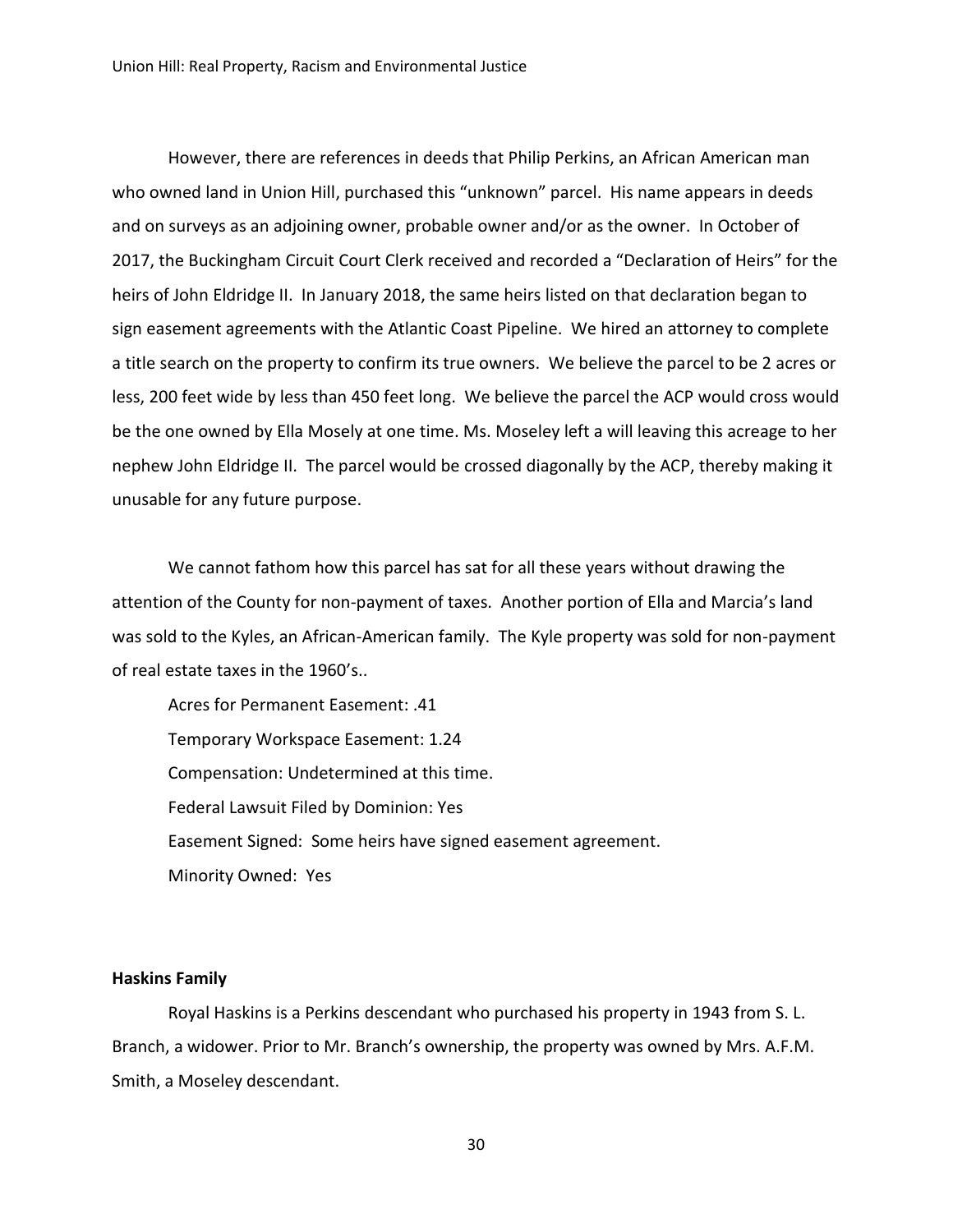However, there are references in deeds that Philip Perkins, an African American man who owned land in Union Hill, purchased this "unknown" parcel. His name appears in deeds and on surveys as an adjoining owner, probable owner and/or as the owner. In October of 2017, the Buckingham Circuit Court Clerk received and recorded a "Declaration of Heirs" for the heirs of John Eldridge II. In January 2018, the same heirs listed on that declaration began to sign easement agreements with the Atlantic Coast Pipeline. We hired an attorney to complete a title search on the property to confirm its true owners. We believe the parcel to be 2 acres or less, 200 feet wide by less than 450 feet long. We believe the parcel the ACP would cross would be the one owned by Ella Mosely at one time. Ms. Moseley left a will leaving this acreage to her nephew John Eldridge II. The parcel would be crossed diagonally by the ACP, thereby making it unusable for any future purpose.

We cannot fathom how this parcel has sat for all these years without drawing the attention of the County for non-payment of taxes. Another portion of Ella and Marcia's land was sold to the Kyles, an African-American family. The Kyle property was sold for non-payment of real estate taxes in the 1960's..

Acres for Permanent Easement: .41
Temporary Workspace Easement: 1.24
Compensation: Undetermined at this time.
Federal Lawsuit Filed by Dominion: Yes
Easement Signed: Some heirs have signed easement agreement.
Minority Owned: Yes

**Haskins Family**

Royal Haskins is a Perkins descendant who purchased his property in 1943 from S. L. Branch, a widower. Prior to Mr. Branch's ownership, the property was owned by Mrs. A.F.M. Smith, a Moseley descendant.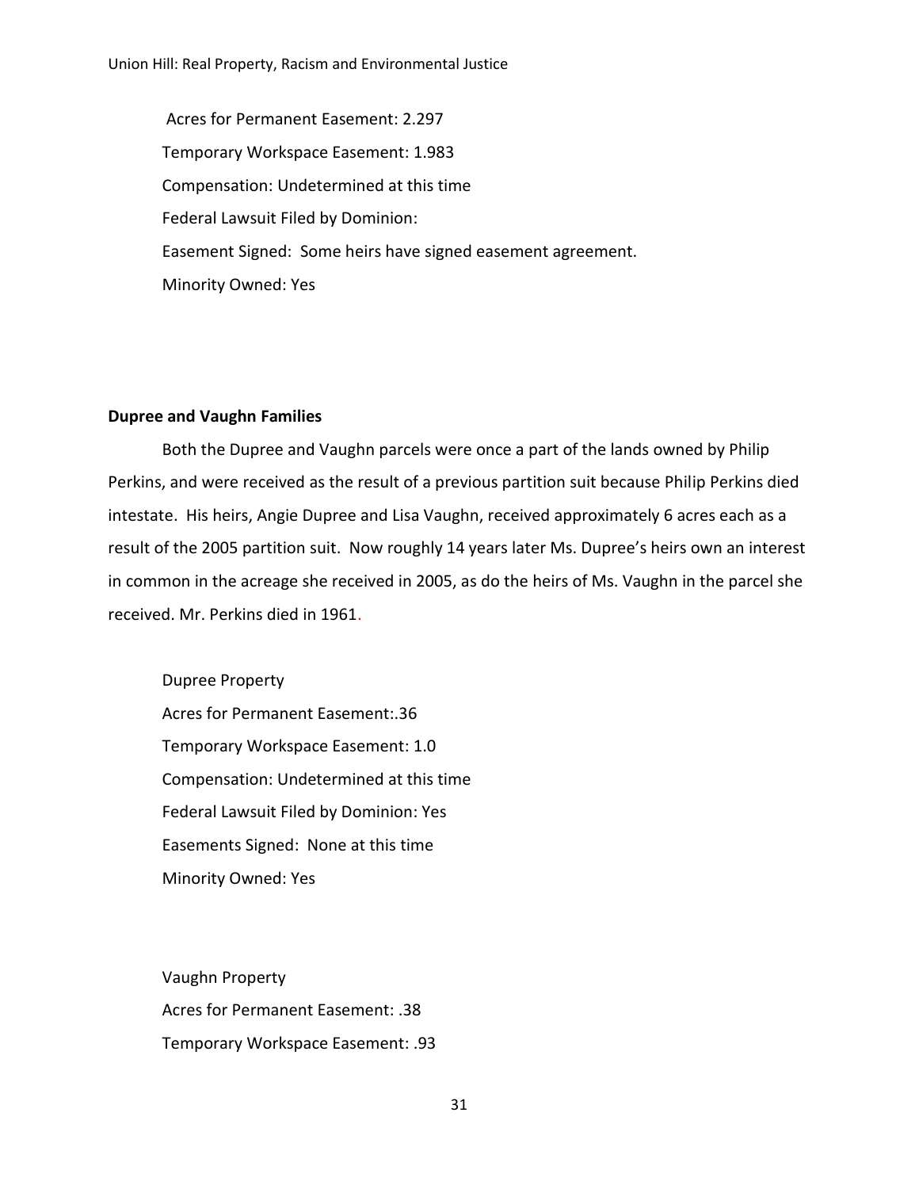Acres for Permanent Easement: 2.297

Temporary Workspace Easement: 1.983

Compensation: Undetermined at this time

Federal Lawsuit Filed by Dominion:

Easement Signed: Some heirs have signed easement agreement.

Minority Owned: Yes

**Dupree and Vaughn Families**

Both the Dupree and Vaughn parcels were once a part of the lands owned by Philip Perkins, and were received as the result of a previous partition suit because Philip Perkins died intestate. His heirs, Angie Dupree and Lisa Vaughn, received approximately 6 acres each as a result of the 2005 partition suit. Now roughly 14 years later Ms. Dupree's heirs own an interest in common in the acreage she received in 2005, as do the heirs of Ms. Vaughn in the parcel she received. Mr. Perkins died in 1961.

Dupree Property

Acres for Permanent Easement:.36

Temporary Workspace Easement: 1.0

Compensation: Undetermined at this time

Federal Lawsuit Filed by Dominion: Yes

Easements Signed: None at this time

Minority Owned: Yes

Vaughn Property

Acres for Permanent Easement: .38

Temporary Workspace Easement: .93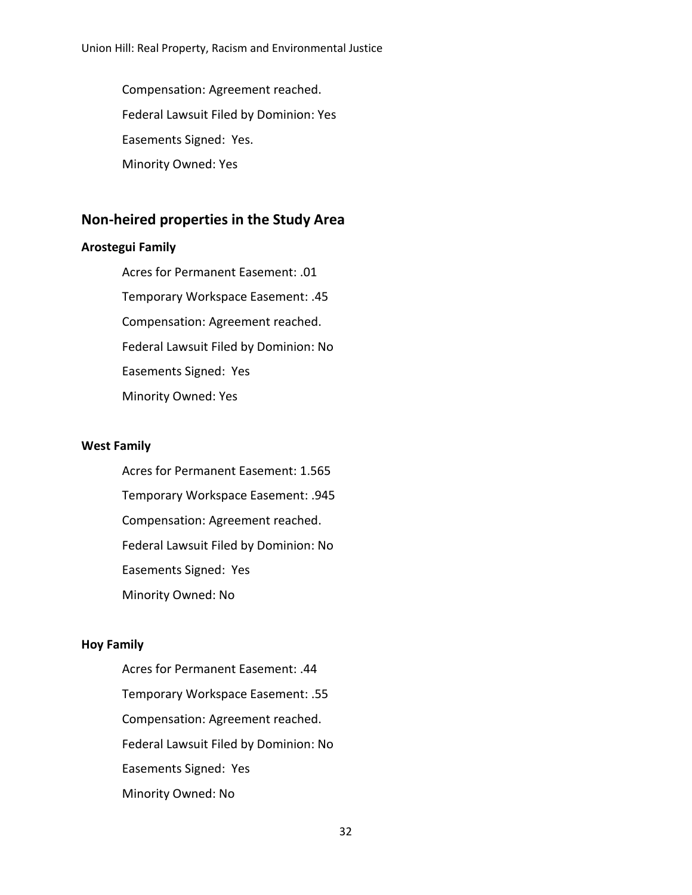Compensation: Agreement reached.

Federal Lawsuit Filed by Dominion: Yes

Easements Signed: Yes.

Minority Owned: Yes

## Non-heired properties in the Study Area

### Arostegui Family

Acres for Permanent Easement: .01

Temporary Workspace Easement: .45

Compensation: Agreement reached.

Federal Lawsuit Filed by Dominion: No

Easements Signed: Yes

Minority Owned: Yes

### West Family

Acres for Permanent Easement: 1.565

Temporary Workspace Easement: .945

Compensation: Agreement reached.

Federal Lawsuit Filed by Dominion: No

Easements Signed: Yes

Minority Owned: No

### Hoy Family

Acres for Permanent Easement: .44

Temporary Workspace Easement: .55

Compensation: Agreement reached.

Federal Lawsuit Filed by Dominion: No

Easements Signed: Yes

Minority Owned: No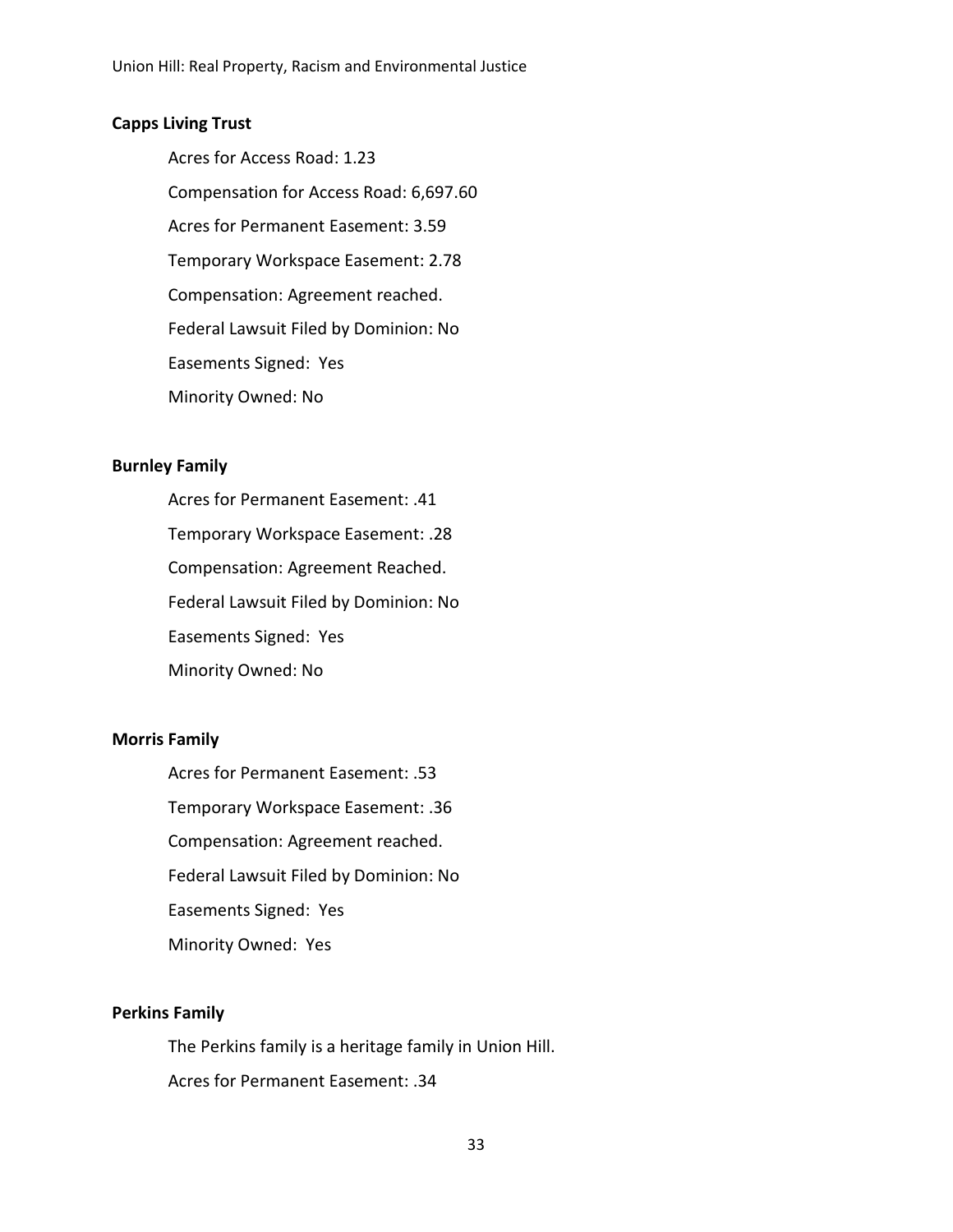**Capps Living Trust**

Acres for Access Road: 1.23

Compensation for Access Road: 6,697.60

Acres for Permanent Easement: 3.59

Temporary Workspace Easement: 2.78

Compensation: Agreement reached.

Federal Lawsuit Filed by Dominion: No

Easements Signed: Yes

Minority Owned: No

**Burnley Family**

Acres for Permanent Easement: .41

Temporary Workspace Easement: .28

Compensation: Agreement Reached.

Federal Lawsuit Filed by Dominion: No

Easements Signed: Yes

Minority Owned: No

**Morris Family**

Acres for Permanent Easement: .53

Temporary Workspace Easement: .36

Compensation: Agreement reached.

Federal Lawsuit Filed by Dominion: No

Easements Signed: Yes

Minority Owned: Yes

**Perkins Family**

The Perkins family is a heritage family in Union Hill.

Acres for Permanent Easement: .34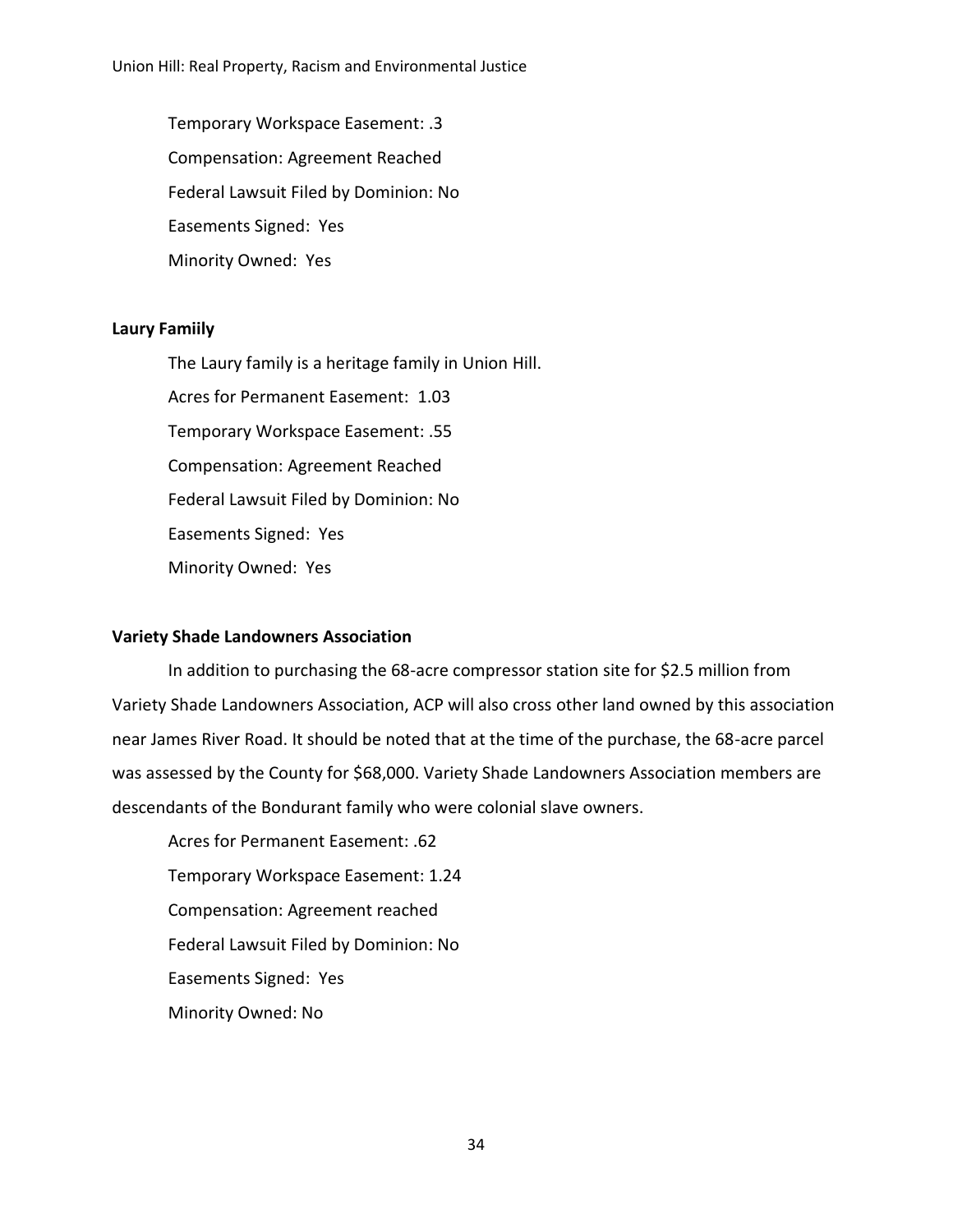Temporary Workspace Easement: .3

Compensation: Agreement Reached

Federal Lawsuit Filed by Dominion: No

Easements Signed: Yes

Minority Owned: Yes

**Laury Famiily**

The Laury family is a heritage family in Union Hill.

Acres for Permanent Easement: 1.03

Temporary Workspace Easement: .55

Compensation: Agreement Reached

Federal Lawsuit Filed by Dominion: No

Easements Signed: Yes

Minority Owned: Yes

**Variety Shade Landowners Association**

In addition to purchasing the 68-acre compressor station site for $2.5 million from Variety Shade Landowners Association, ACP will also cross other land owned by this association near James River Road. It should be noted that at the time of the purchase, the 68-acre parcel was assessed by the County for $68,000. Variety Shade Landowners Association members are descendants of the Bondurant family who were colonial slave owners.

Acres for Permanent Easement: .62

Temporary Workspace Easement: 1.24

Compensation: Agreement reached

Federal Lawsuit Filed by Dominion: No

Easements Signed: Yes

Minority Owned: No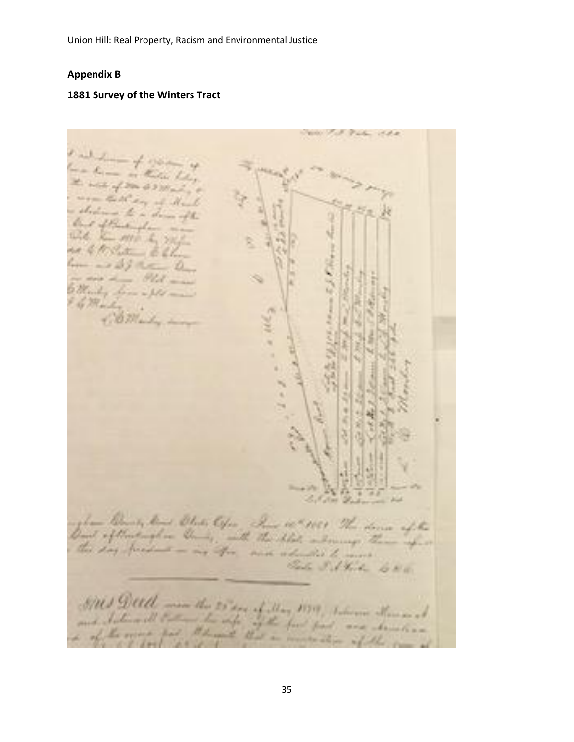## Appendix B

## 1881 Survey of the Winters Tract